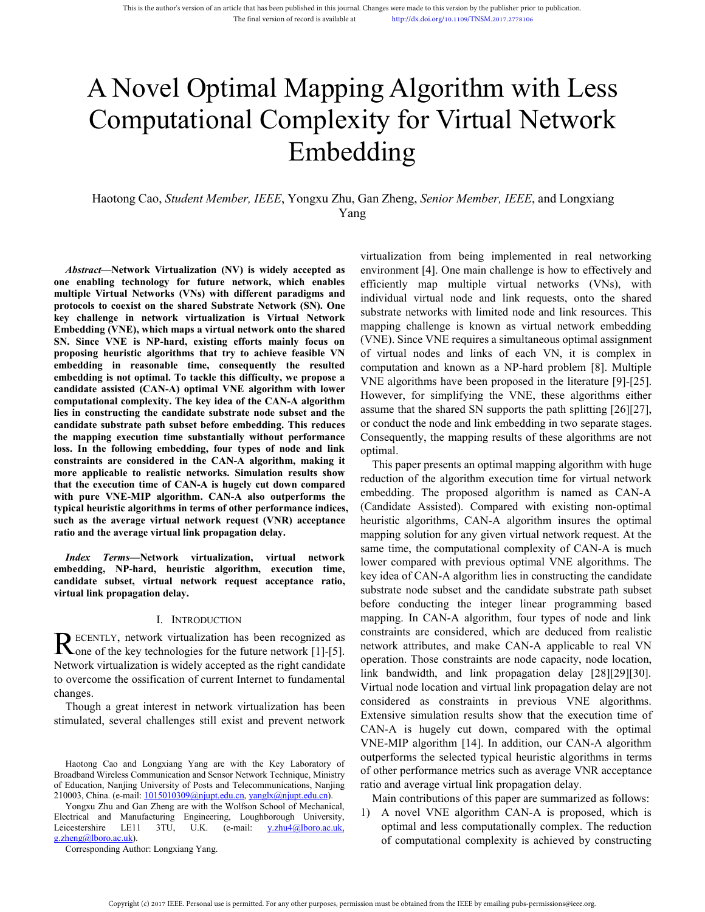# A Novel Optimal Mapping Algorithm with Less Computational Complexity for Virtual Network Embedding

Haotong Cao, *Student Member, IEEE*, Yongxu Zhu, Gan Zheng, *Senior Member, IEEE*, and Longxiang Yang

***Abstract*—Network Virtualization (NV) is widely accepted as one enabling technology for future network, which enables multiple Virtual Networks (VNs) with different paradigms and protocols to coexist on the shared Substrate Network (SN). One key challenge in network virtualization is Virtual Network Embedding (VNE), which maps a virtual network onto the shared SN. Since VNE is NP-hard, existing efforts mainly focus on proposing heuristic algorithms that try to achieve feasible VN embedding in reasonable time, consequently the resulted embedding is not optimal. To tackle this difficulty, we propose a candidate assisted (CAN-A) optimal VNE algorithm with lower computational complexity. The key idea of the CAN-A algorithm lies in constructing the candidate substrate node subset and the candidate substrate path subset before embedding. This reduces the mapping execution time substantially without performance loss. In the following embedding, four types of node and link constraints are considered in the CAN-A algorithm, making it more applicable to realistic networks. Simulation results show that the execution time of CAN-A is hugely cut down compared with pure VNE-MIP algorithm. CAN-A also outperforms the typical heuristic algorithms in terms of other performance indices, such as the average virtual network request (VNR) acceptance ratio and the average virtual link propagation delay.**

***Index Terms*—Network virtualization, virtual network embedding, NP-hard, heuristic algorithm, execution time, candidate subset, virtual network request acceptance ratio, virtual link propagation delay.**

## I. Introduction

RECENTLY, network virtualization has been recognized as one of the key technologies for the future network [1]-[5]. Network virtualization is widely accepted as the right candidate to overcome the ossification of current Internet to fundamental changes.

Though a great interest in network virtualization has been stimulated, several challenges still exist and prevent network virtualization from being implemented in real networking environment [4]. One main challenge is how to effectively and efficiently map multiple virtual networks (VNs), with individual virtual node and link requests, onto the shared substrate networks with limited node and link resources. This mapping challenge is known as virtual network embedding (VNE). Since VNE requires a simultaneous optimal assignment of virtual nodes and links of each VN, it is complex in computation and known as a NP-hard problem [8]. Multiple VNE algorithms have been proposed in the literature [9]-[25]. However, for simplifying the VNE, these algorithms either assume that the shared SN supports the path splitting [26][27], or conduct the node and link embedding in two separate stages. Consequently, the mapping results of these algorithms are not optimal.

This paper presents an optimal mapping algorithm with huge reduction of the algorithm execution time for virtual network embedding. The proposed algorithm is named as CAN-A (Candidate Assisted). Compared with existing non-optimal heuristic algorithms, CAN-A algorithm insures the optimal mapping solution for any given virtual network request. At the same time, the computational complexity of CAN-A is much lower compared with previous optimal VNE algorithms. The key idea of CAN-A algorithm lies in constructing the candidate substrate node subset and the candidate substrate path subset before conducting the integer linear programming based mapping. In CAN-A algorithm, four types of node and link constraints are considered, which are deduced from realistic network attributes, and make CAN-A applicable to real VN operation. Those constraints are node capacity, node location, link bandwidth, and link propagation delay [28][29][30]. Virtual node location and virtual link propagation delay are not considered as constraints in previous VNE algorithms. Extensive simulation results show that the execution time of CAN-A is hugely cut down, compared with the optimal VNE-MIP algorithm [14]. In addition, our CAN-A algorithm outperforms the selected typical heuristic algorithms in terms of other performance metrics such as average VNR acceptance ratio and average virtual link propagation delay.

Main contributions of this paper are summarized as follows:

1) A novel VNE algorithm CAN-A is proposed, which is optimal and less computationally complex. The reduction of computational complexity is achieved by constructing

Haotong Cao and Longxiang Yang are with the Key Laboratory of Broadband Wireless Communication and Sensor Network Technique, Ministry of Education, Nanjing University of Posts and Telecommunications, Nanjing 210003, China. (e-mail: 1015010309@njupt.edu.cn, yanglx@njupt.edu.cn).

Yongxu Zhu and Gan Zheng are with the Wolfson School of Mechanical, Electrical and Manufacturing Engineering, Loughborough University, Leicestershire LE11 3TU, U.K. (e-mail: y.zhu4@lboro.ac.uk, g.zheng@lboro.ac.uk).

Corresponding Author: Longxiang Yang.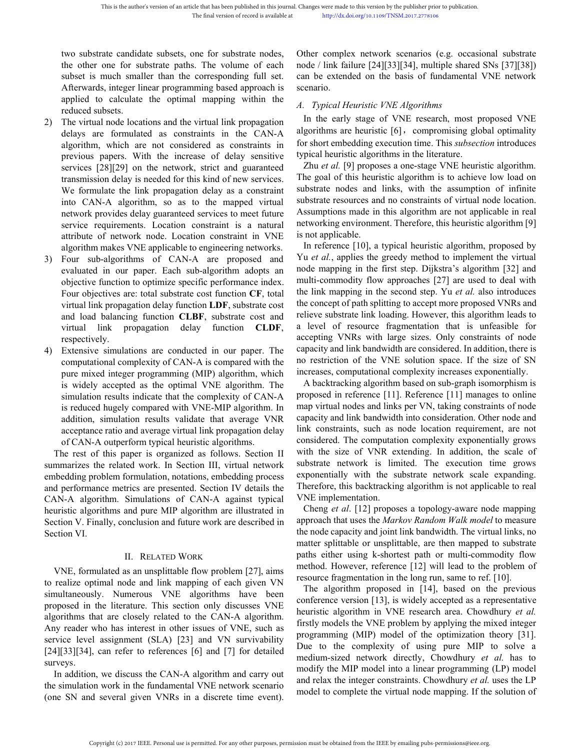two substrate candidate subsets, one for substrate nodes, the other one for substrate paths. The volume of each subset is much smaller than the corresponding full set. Afterwards, integer linear programming based approach is applied to calculate the optimal mapping within the reduced subsets.

2) The virtual node locations and the virtual link propagation delays are formulated as constraints in the CAN-A algorithm, which are not considered as constraints in previous papers. With the increase of delay sensitive services [28][29] on the network, strict and guaranteed transmission delay is needed for this kind of new services. We formulate the link propagation delay as a constraint into CAN-A algorithm, so as to the mapped virtual network provides delay guaranteed services to meet future service requirements. Location constraint is a natural attribute of network node. Location constraint in VNE algorithm makes VNE applicable to engineering networks.
3) Four sub-algorithms of CAN-A are proposed and evaluated in our paper. Each sub-algorithm adopts an objective function to optimize specific performance index. Four objectives are: total substrate cost function **CF**, total virtual link propagation delay function **LDF**, substrate cost and load balancing function **CLBF**, substrate cost and virtual link propagation delay function **CLDF**, respectively.
4) Extensive simulations are conducted in our paper. The computational complexity of CAN-A is compared with the pure mixed integer programming (MIP) algorithm, which is widely accepted as the optimal VNE algorithm. The simulation results indicate that the complexity of CAN-A is reduced hugely compared with VNE-MIP algorithm. In addition, simulation results validate that average VNR acceptance ratio and average virtual link propagation delay of CAN-A outperform typical heuristic algorithms.

The rest of this paper is organized as follows. Section II summarizes the related work. In Section III, virtual network embedding problem formulation, notations, embedding process and performance metrics are presented. Section IV details the CAN-A algorithm. Simulations of CAN-A against typical heuristic algorithms and pure MIP algorithm are illustrated in Section V. Finally, conclusion and future work are described in Section VI.

## II. Related Work

VNE, formulated as an unsplittable flow problem [27], aims to realize optimal node and link mapping of each given VN simultaneously. Numerous VNE algorithms have been proposed in the literature. This section only discusses VNE algorithms that are closely related to the CAN-A algorithm. Any reader who has interest in other issues of VNE, such as service level assignment (SLA) [23] and VN survivability [24][33][34], can refer to references [6] and [7] for detailed surveys.

In addition, we discuss the CAN-A algorithm and carry out the simulation work in the fundamental VNE network scenario (one SN and several given VNRs in a discrete time event). Other complex network scenarios (e.g. occasional substrate node / link failure [24][33][34], multiple shared SNs [37][38]) can be extended on the basis of fundamental VNE network scenario.

### A. Typical Heuristic VNE Algorithms

In the early stage of VNE research, most proposed VNE algorithms are heuristic [6], compromising global optimality for short embedding execution time. This *subsection* introduces typical heuristic algorithms in the literature.

Zhu *et al.* [9] proposes a one-stage VNE heuristic algorithm. The goal of this heuristic algorithm is to achieve low load on substrate nodes and links, with the assumption of infinite substrate resources and no constraints of virtual node location. Assumptions made in this algorithm are not applicable in real networking environment. Therefore, this heuristic algorithm [9] is not applicable.

In reference [10], a typical heuristic algorithm, proposed by Yu *et al.*, applies the greedy method to implement the virtual node mapping in the first step. Dijkstra's algorithm [32] and multi-commodity flow approaches [27] are used to deal with the link mapping in the second step. Yu *et al.* also introduces the concept of path splitting to accept more proposed VNRs and relieve substrate link loading. However, this algorithm leads to a level of resource fragmentation that is unfeasible for accepting VNRs with large sizes. Only constraints of node capacity and link bandwidth are considered. In addition, there is no restriction of the VNE solution space. If the size of SN increases, computational complexity increases exponentially.

A backtracking algorithm based on sub-graph isomorphism is proposed in reference [11]. Reference [11] manages to online map virtual nodes and links per VN, taking constraints of node capacity and link bandwidth into consideration. Other node and link constraints, such as node location requirement, are not considered. The computation complexity exponentially grows with the size of VNR extending. In addition, the scale of substrate network is limited. The execution time grows exponentially with the substrate network scale expanding. Therefore, this backtracking algorithm is not applicable to real VNE implementation.

Cheng *et al*. [12] proposes a topology-aware node mapping approach that uses the *Markov Random Walk model* to measure the node capacity and joint link bandwidth. The virtual links, no matter splittable or unsplittable, are then mapped to substrate paths either using k-shortest path or multi-commodity flow method. However, reference [12] will lead to the problem of resource fragmentation in the long run, same to ref. [10].

The algorithm proposed in [14], based on the previous conference version [13], is widely accepted as a representative heuristic algorithm in VNE research area. Chowdhury *et al.* firstly models the VNE problem by applying the mixed integer programming (MIP) model of the optimization theory [31]. Due to the complexity of using pure MIP to solve a medium-sized network directly, Chowdhury *et al.* has to modify the MIP model into a linear programming (LP) model and relax the integer constraints. Chowdhury *et al.* uses the LP model to complete the virtual node mapping. If the solution of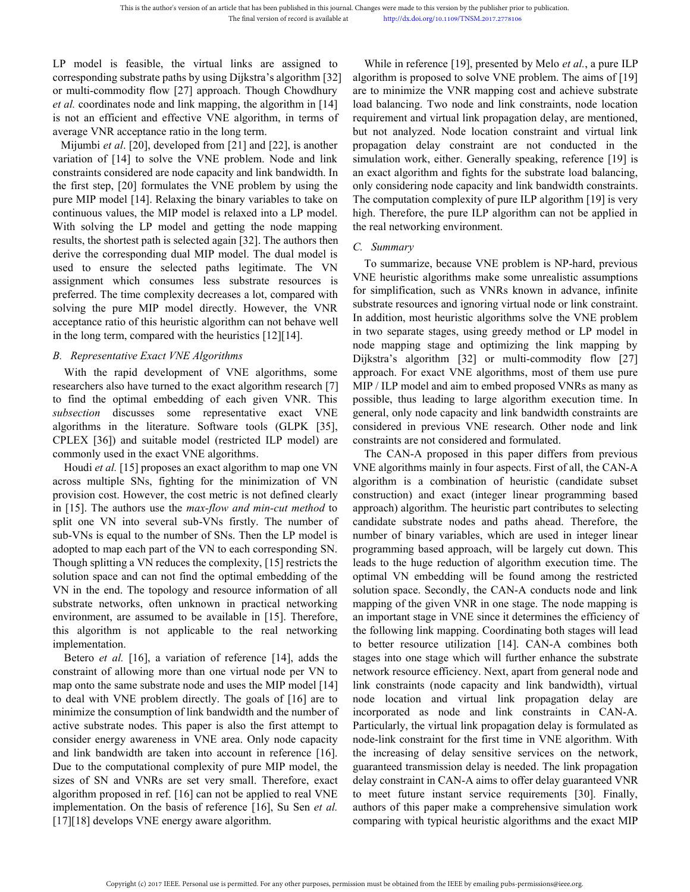LP model is feasible, the virtual links are assigned to corresponding substrate paths by using Dijkstra's algorithm [32] or multi-commodity flow [27] approach. Though Chowdhury *et al.* coordinates node and link mapping, the algorithm in [14] is not an efficient and effective VNE algorithm, in terms of average VNR acceptance ratio in the long term.

Mijumbi *et al*. [20], developed from [21] and [22], is another variation of [14] to solve the VNE problem. Node and link constraints considered are node capacity and link bandwidth. In the first step, [20] formulates the VNE problem by using the pure MIP model [14]. Relaxing the binary variables to take on continuous values, the MIP model is relaxed into a LP model. With solving the LP model and getting the node mapping results, the shortest path is selected again [32]. The authors then derive the corresponding dual MIP model. The dual model is used to ensure the selected paths legitimate. The VN assignment which consumes less substrate resources is preferred. The time complexity decreases a lot, compared with solving the pure MIP model directly. However, the VNR acceptance ratio of this heuristic algorithm can not behave well in the long term, compared with the heuristics [12][14].

## B. Representative Exact VNE Algorithms

With the rapid development of VNE algorithms, some researchers also have turned to the exact algorithm research [7] to find the optimal embedding of each given VNR. This *subsection* discusses some representative exact VNE algorithms in the literature. Software tools (GLPK [35], CPLEX [36]) and suitable model (restricted ILP model) are commonly used in the exact VNE algorithms.

Houdi *et al.* [15] proposes an exact algorithm to map one VN across multiple SNs, fighting for the minimization of VN provision cost. However, the cost metric is not defined clearly in [15]. The authors use the *max-flow and min-cut method* to split one VN into several sub-VNs firstly. The number of sub-VNs is equal to the number of SNs. Then the LP model is adopted to map each part of the VN to each corresponding SN. Though splitting a VN reduces the complexity, [15] restricts the solution space and can not find the optimal embedding of the VN in the end. The topology and resource information of all substrate networks, often unknown in practical networking environment, are assumed to be available in [15]. Therefore, this algorithm is not applicable to the real networking implementation.

Betero *et al.* [16], a variation of reference [14], adds the constraint of allowing more than one virtual node per VN to map onto the same substrate node and uses the MIP model [14] to deal with VNE problem directly. The goals of [16] are to minimize the consumption of link bandwidth and the number of active substrate nodes. This paper is also the first attempt to consider energy awareness in VNE area. Only node capacity and link bandwidth are taken into account in reference [16]. Due to the computational complexity of pure MIP model, the sizes of SN and VNRs are set very small. Therefore, exact algorithm proposed in ref. [16] can not be applied to real VNE implementation. On the basis of reference [16], Su Sen *et al.* [17][18] develops VNE energy aware algorithm.

While in reference [19], presented by Melo *et al.*, a pure ILP algorithm is proposed to solve VNE problem. The aims of [19] are to minimize the VNR mapping cost and achieve substrate load balancing. Two node and link constraints, node location requirement and virtual link propagation delay, are mentioned, but not analyzed. Node location constraint and virtual link propagation delay constraint are not conducted in the simulation work, either. Generally speaking, reference [19] is an exact algorithm and fights for the substrate load balancing, only considering node capacity and link bandwidth constraints. The computation complexity of pure ILP algorithm [19] is very high. Therefore, the pure ILP algorithm can not be applied in the real networking environment.

## C. Summary

To summarize, because VNE problem is NP-hard, previous VNE heuristic algorithms make some unrealistic assumptions for simplification, such as VNRs known in advance, infinite substrate resources and ignoring virtual node or link constraint. In addition, most heuristic algorithms solve the VNE problem in two separate stages, using greedy method or LP model in node mapping stage and optimizing the link mapping by Dijkstra's algorithm [32] or multi-commodity flow [27] approach. For exact VNE algorithms, most of them use pure MIP / ILP model and aim to embed proposed VNRs as many as possible, thus leading to large algorithm execution time. In general, only node capacity and link bandwidth constraints are considered in previous VNE research. Other node and link constraints are not considered and formulated.

The CAN-A proposed in this paper differs from previous VNE algorithms mainly in four aspects. First of all, the CAN-A algorithm is a combination of heuristic (candidate subset construction) and exact (integer linear programming based approach) algorithm. The heuristic part contributes to selecting candidate substrate nodes and paths ahead. Therefore, the number of binary variables, which are used in integer linear programming based approach, will be largely cut down. This leads to the huge reduction of algorithm execution time. The optimal VN embedding will be found among the restricted solution space. Secondly, the CAN-A conducts node and link mapping of the given VNR in one stage. The node mapping is an important stage in VNE since it determines the efficiency of the following link mapping. Coordinating both stages will lead to better resource utilization [14]. CAN-A combines both stages into one stage which will further enhance the substrate network resource efficiency. Next, apart from general node and link constraints (node capacity and link bandwidth), virtual node location and virtual link propagation delay are incorporated as node and link constraints in CAN-A. Particularly, the virtual link propagation delay is formulated as node-link constraint for the first time in VNE algorithm. With the increasing of delay sensitive services on the network, guaranteed transmission delay is needed. The link propagation delay constraint in CAN-A aims to offer delay guaranteed VNR to meet future instant service requirements [30]. Finally, authors of this paper make a comprehensive simulation work comparing with typical heuristic algorithms and the exact MIP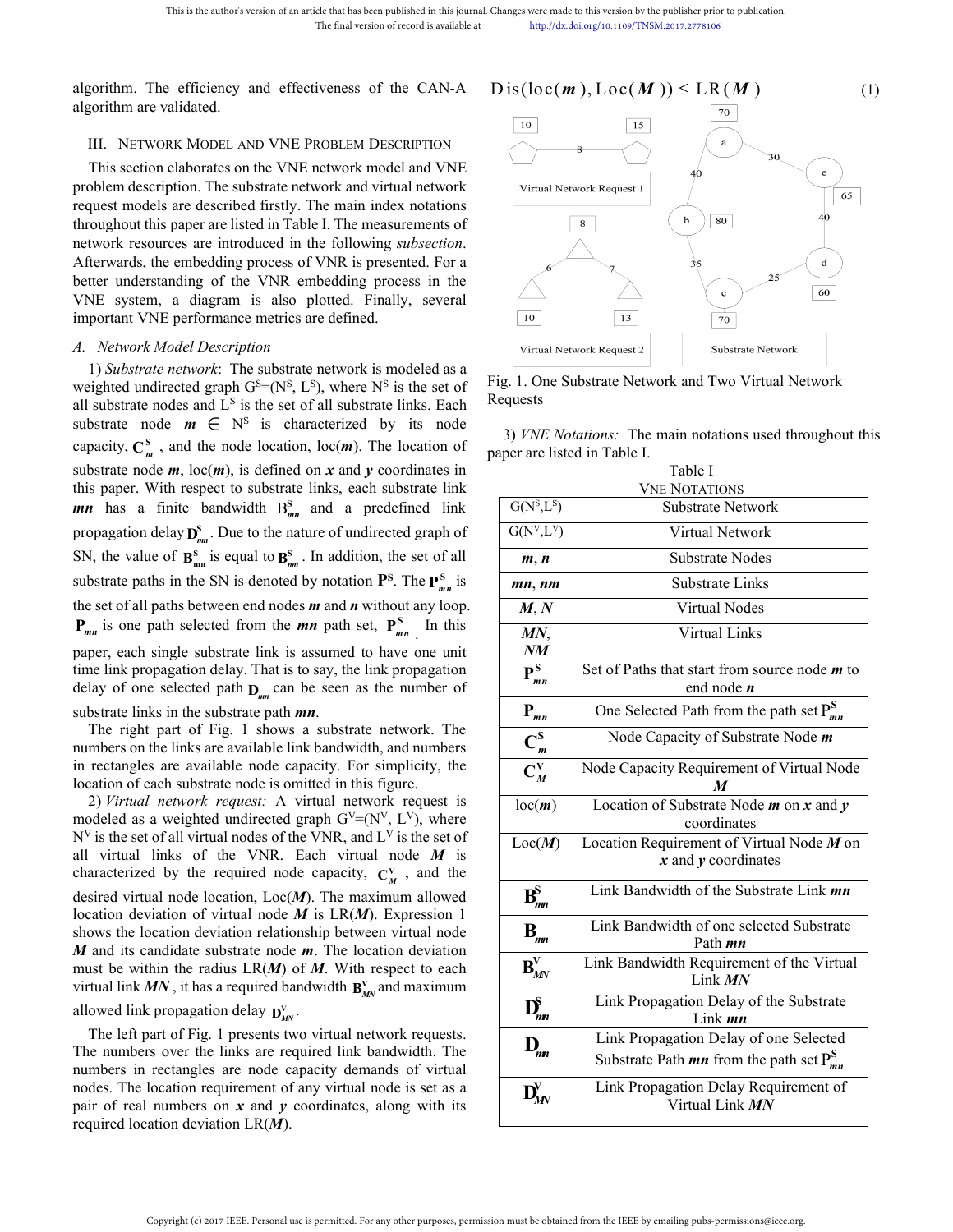algorithm. The efficiency and effectiveness of the CAN-A algorithm are validated.

## III. Network Model and VNE Problem Description

This section elaborates on the VNE network model and VNE problem description. The substrate network and virtual network request models are described firstly. The main index notations throughout this paper are listed in Table I. The measurements of network resources are introduced in the following *subsection*. Afterwards, the embedding process of VNR is presented. For a better understanding of the VNR embedding process in the VNE system, a diagram is also plotted. Finally, several important VNE performance metrics are defined.

### A. Network Model Description

1) *Substrate network*: The substrate network is modeled as a weighted undirected graph $G^S=(N^S, L^S)$, where $N^S$ is the set of all substrate nodes and $L^S$ is the set of all substrate links. Each substrate node $\boldsymbol{m} \in N^S$ is characterized by its node capacity, $\mathbf{C}^{\mathbf{S}}_{\boldsymbol{m}}$, and the node location, loc($\boldsymbol{m}$). The location of substrate node $\boldsymbol{m}$, loc($\boldsymbol{m}$), is defined on $\boldsymbol{x}$ and $\boldsymbol{y}$ coordinates in this paper. With respect to substrate links, each substrate link $\boldsymbol{mn}$ has a finite bandwidth $\mathrm{B}^{\mathrm{S}}_{\boldsymbol{mn}}$ and a predefined link propagation delay $\mathbf{D}^{\mathbf{S}}_{\boldsymbol{mn}}$. Due to the nature of undirected graph of SN, the value of $\mathbf{B}^{\mathbf{S}}_{\mathrm{mn}}$ is equal to $\mathbf{B}^{\mathbf{S}}_{\boldsymbol{nm}}$. In addition, the set of all substrate paths in the SN is denoted by notation $\mathbf{P}^{\mathbf{S}}$. The $\mathbf{P}^{\mathbf{S}}_{\boldsymbol{mn}}$ is the set of all paths between end nodes $\boldsymbol{m}$ and $\boldsymbol{n}$ without any loop. $\mathbf{P}_{\boldsymbol{mn}}$ is one path selected from the $\boldsymbol{mn}$ path set, $\mathbf{P}^{\mathbf{S}}_{\boldsymbol{mn}}$. In this paper, each single substrate link is assumed to have one unit time link propagation delay. That is to say, the link propagation delay of one selected path $\mathbf{D}_{\boldsymbol{mn}}$ can be seen as the number of substrate links in the substrate path $\boldsymbol{mn}$.

The right part of Fig. 1 shows a substrate network. The numbers on the links are available link bandwidth, and numbers in rectangles are available node capacity. For simplicity, the location of each substrate node is omitted in this figure.

2) *Virtual network request:* A virtual network request is modeled as a weighted undirected graph $G^V=(N^V, L^V)$, where $N^V$ is the set of all virtual nodes of the VNR, and $L^V$ is the set of all virtual links of the VNR. Each virtual node $\boldsymbol{M}$ is characterized by the required node capacity, $\mathbf{C}^{\mathbf{V}}_{\boldsymbol{M}}$, and the desired virtual node location, Loc($\boldsymbol{M}$). The maximum allowed location deviation of virtual node $\boldsymbol{M}$ is LR($\boldsymbol{M}$). Expression 1 shows the location deviation relationship between virtual node $\boldsymbol{M}$ and its candidate substrate node $\boldsymbol{m}$. The location deviation must be within the radius LR($\boldsymbol{M}$) of $\boldsymbol{M}$. With respect to each virtual link $\boldsymbol{MN}$, it has a required bandwidth $\mathbf{B}^{\mathbf{V}}_{\boldsymbol{MN}}$ and maximum allowed link propagation delay $\mathbf{D}^{\mathbf{V}}_{\boldsymbol{MN}}$.

The left part of Fig. 1 presents two virtual network requests. The numbers over the links are required link bandwidth. The numbers in rectangles are node capacity demands of virtual nodes. The location requirement of any virtual node is set as a pair of real numbers on $\boldsymbol{x}$ and $\boldsymbol{y}$ coordinates, along with its required location deviation LR($\boldsymbol{M}$).

$$\mathrm{Dis}(\mathrm{loc}(\boldsymbol{m}), \mathrm{Loc}(\boldsymbol{M})) \leq \mathrm{LR}(\boldsymbol{M}) \tag{1}$$

Fig. 1. One Substrate Network and Two Virtual Network Requests

3) *VNE Notations:* The main notations used throughout this paper are listed in Table I.

Table I
VNE Notations

| | |
|---|---|
| $G(N^S,L^S)$ | Substrate Network |
| $G(N^V,L^V)$ | Virtual Network |
| $\boldsymbol{m}$, $\boldsymbol{n}$ | Substrate Nodes |
| $\boldsymbol{mn}$, $\boldsymbol{nm}$ | Substrate Links |
| $\boldsymbol{M}$, $\boldsymbol{N}$ | Virtual Nodes |
| $\boldsymbol{MN}$, $\boldsymbol{NM}$ | Virtual Links |
| $\mathbf{P}^{\mathbf{S}}_{\boldsymbol{mn}}$ | Set of Paths that start from source node $\boldsymbol{m}$ to end node $\boldsymbol{n}$ |
| $\mathbf{P}_{\boldsymbol{mn}}$ | One Selected Path from the path set $\mathbf{P}^{\mathbf{S}}_{\boldsymbol{mn}}$ |
| $\mathbf{C}^{\mathbf{S}}_{\boldsymbol{m}}$ | Node Capacity of Substrate Node $\boldsymbol{m}$ |
| $\mathbf{C}^{\mathbf{V}}_{\boldsymbol{M}}$ | Node Capacity Requirement of Virtual Node $\boldsymbol{M}$ |
| loc($\boldsymbol{m}$) | Location of Substrate Node $\boldsymbol{m}$ on $\boldsymbol{x}$ and $\boldsymbol{y}$ coordinates |
| Loc($\boldsymbol{M}$) | Location Requirement of Virtual Node $\boldsymbol{M}$ on $\boldsymbol{x}$ and $\boldsymbol{y}$ coordinates |
| $\mathbf{B}^{\mathbf{S}}_{\boldsymbol{mn}}$ | Link Bandwidth of the Substrate Link $\boldsymbol{mn}$ |
| $\mathbf{B}_{\boldsymbol{mn}}$ | Link Bandwidth of one selected Substrate Path $\boldsymbol{mn}$ |
| $\mathbf{B}^{\mathbf{V}}_{\boldsymbol{MN}}$ | Link Bandwidth Requirement of the Virtual Link $\boldsymbol{MN}$ |
| $\mathbf{D}^{\mathbf{S}}_{\boldsymbol{mn}}$ | Link Propagation Delay of the Substrate Link $\boldsymbol{mn}$ |
| $\mathbf{D}_{\boldsymbol{mn}}$ | Link Propagation Delay of one Selected Substrate Path $\boldsymbol{mn}$ from the path set $\mathbf{P}^{\mathbf{S}}_{\boldsymbol{mn}}$ |
| $\mathbf{D}^{\mathbf{V}}_{\boldsymbol{MN}}$ | Link Propagation Delay Requirement of Virtual Link $\boldsymbol{MN}$ |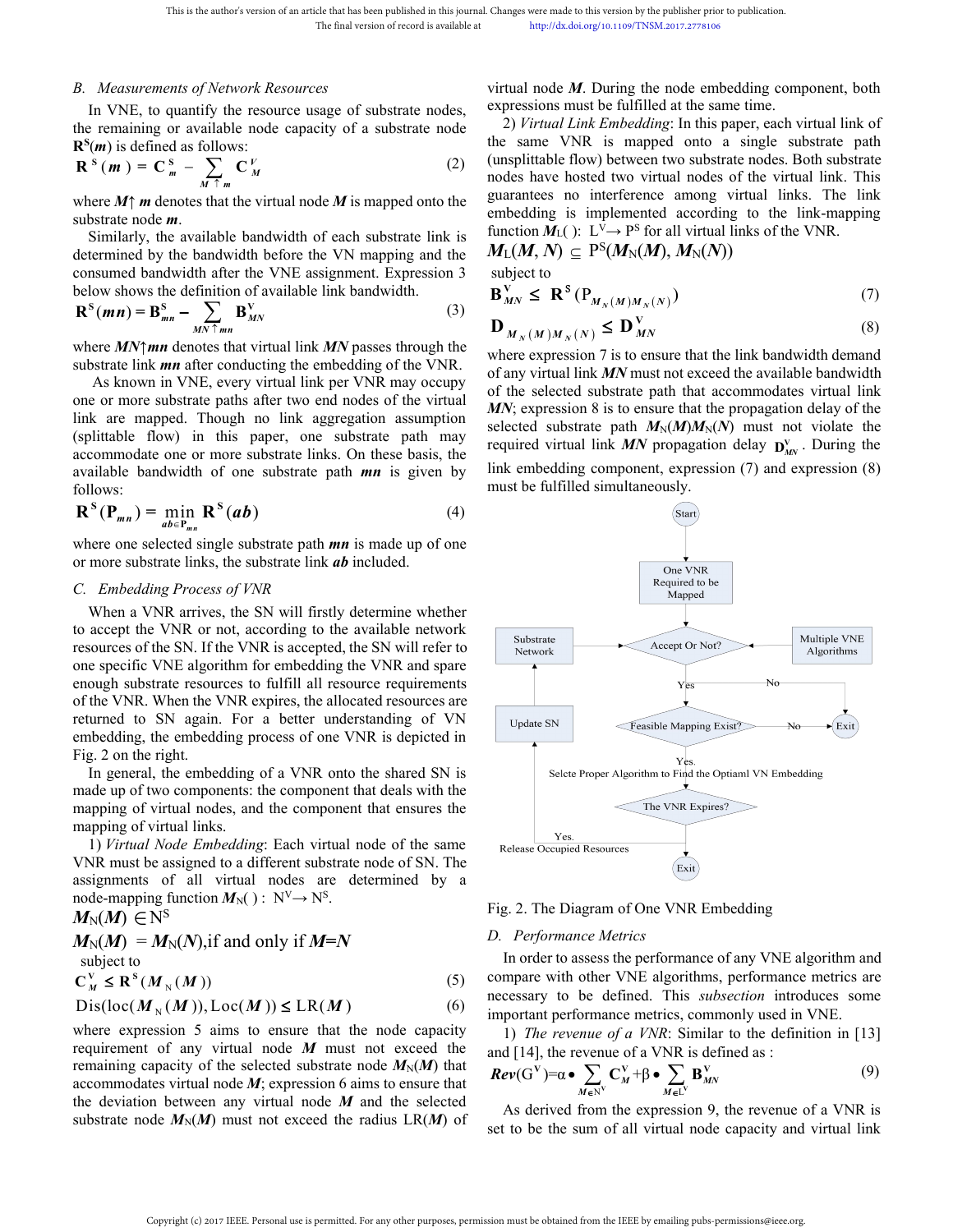### B. Measurements of Network Resources

In VNE, to quantify the resource usage of substrate nodes, the remaining or available node capacity of a substrate node $\mathbf{R}^{\mathbf{S}}(\boldsymbol{m})$ is defined as follows:

$$\mathbf{R}^{S}(m) = \mathbf{C}_{m}^{S} - \sum_{M \uparrow m} \mathbf{C}_{M}^{V} \tag{2}$$

where $\boldsymbol{M}\uparrow \boldsymbol{m}$ denotes that the virtual node $\boldsymbol{M}$ is mapped onto the substrate node $\boldsymbol{m}$.

Similarly, the available bandwidth of each substrate link is determined by the bandwidth before the VN mapping and the consumed bandwidth after the VNE assignment. Expression 3 below shows the definition of available link bandwidth.

$$\mathbf{R}^{\mathbf{S}}(\boldsymbol{mn}) = \mathbf{B}_{\boldsymbol{mn}}^{\mathbf{S}} - \sum_{\boldsymbol{MN} \uparrow \boldsymbol{mn}} \mathbf{B}_{\boldsymbol{MN}}^{\mathbf{V}} \tag{3}$$

where $\boldsymbol{MN}\uparrow\boldsymbol{mn}$ denotes that virtual link $\boldsymbol{MN}$ passes through the substrate link $\boldsymbol{mn}$ after conducting the embedding of the VNR.

As known in VNE, every virtual link per VNR may occupy one or more substrate paths after two end nodes of the virtual link are mapped. Though no link aggregation assumption (splittable flow) in this paper, one substrate path may accommodate one or more substrate links. On these basis, the available bandwidth of one substrate path $\boldsymbol{mn}$ is given by follows:

$$\mathbf{R}^{\mathbf{S}}(\mathbf{P}_{\boldsymbol{mn}}) = \min_{\boldsymbol{ab} \in \mathbf{P}_{\boldsymbol{mn}}} \mathbf{R}^{\mathbf{S}}(\boldsymbol{ab}) \tag{4}$$

where one selected single substrate path $\boldsymbol{mn}$ is made up of one or more substrate links, the substrate link $\boldsymbol{ab}$ included.

### C. Embedding Process of VNR

When a VNR arrives, the SN will firstly determine whether to accept the VNR or not, according to the available network resources of the SN. If the VNR is accepted, the SN will refer to one specific VNE algorithm for embedding the VNR and spare enough substrate resources to fulfill all resource requirements of the VNR. When the VNR expires, the allocated resources are returned to SN again. For a better understanding of VN embedding, the embedding process of one VNR is depicted in Fig. 2 on the right.

In general, the embedding of a VNR onto the shared SN is made up of two components: the component that deals with the mapping of virtual nodes, and the component that ensures the mapping of virtual links.

1) *Virtual Node Embedding*: Each virtual node of the same VNR must be assigned to a different substrate node of SN. The assignments of all virtual nodes are determined by a node-mapping function $\boldsymbol{M}_{\mathrm{N}}(\ )$ : $\mathrm{N}^{\mathrm{V}} \rightarrow \mathrm{N}^{\mathrm{S}}$.

$$\boldsymbol{M}_{\mathrm{N}}(\boldsymbol{M}) \in \mathrm{N}^{\mathrm{S}}$$

$$\boldsymbol{M}_{\mathrm{N}}(\boldsymbol{M}) = \boldsymbol{M}_{\mathrm{N}}(\boldsymbol{N}), \text{if and only if } \boldsymbol{M}=\boldsymbol{N}$$

subject to

$$\mathbf{C}_{M}^{\mathbf{V}} \leq \mathbf{R}^{\mathbf{S}}(\boldsymbol{M}_{\mathrm{N}}(\boldsymbol{M})) \tag{5}$$

$$\mathrm{Dis}(\mathrm{loc}(\boldsymbol{M}_{\mathrm{N}}(\boldsymbol{M})), \mathrm{Loc}(\boldsymbol{M})) \leq \mathrm{LR}(\boldsymbol{M}) \tag{6}$$

where expression 5 aims to ensure that the node capacity requirement of any virtual node $\boldsymbol{M}$ must not exceed the remaining capacity of the selected substrate node $\boldsymbol{M}_{\mathrm{N}}(\boldsymbol{M})$ that accommodates virtual node $\boldsymbol{M}$; expression 6 aims to ensure that the deviation between any virtual node $\boldsymbol{M}$ and the selected substrate node $\boldsymbol{M}_{\mathrm{N}}(\boldsymbol{M})$ must not exceed the radius $\mathrm{LR}(\boldsymbol{M})$ of virtual node $\boldsymbol{M}$. During the node embedding component, both expressions must be fulfilled at the same time.

2) *Virtual Link Embedding*: In this paper, each virtual link of the same VNR is mapped onto a single substrate path (unsplittable flow) between two substrate nodes. Both substrate nodes have hosted two virtual nodes of the virtual link. This guarantees no interference among virtual links. The link embedding is implemented according to the link-mapping function $\boldsymbol{M}_{\mathrm{L}}(\ )$: $\mathrm{L}^{\mathrm{V}} \rightarrow \mathrm{P}^{\mathrm{S}}$ for all virtual links of the VNR.

$$\boldsymbol{M}_{\mathrm{L}}(\boldsymbol{M}, \boldsymbol{N}) \subseteq \mathrm{P}^{\mathrm{S}}(\boldsymbol{M}_{\mathrm{N}}(\boldsymbol{M}), \boldsymbol{M}_{\mathrm{N}}(\boldsymbol{N}))$$

subject to

$$\mathbf{B}_{\boldsymbol{MN}}^{\mathbf{V}} \leq \mathbf{R}^{\mathbf{S}}(\mathrm{P}_{\boldsymbol{M}_{N}(\boldsymbol{M})\boldsymbol{M}_{N}(\boldsymbol{N})}) \tag{7}$$

$$\mathbf{D}_{\boldsymbol{M}_{N}(\boldsymbol{M})\boldsymbol{M}_{N}(\boldsymbol{N})} \leq \mathbf{D}_{\boldsymbol{MN}}^{\mathbf{V}} \tag{8}$$

where expression 7 is to ensure that the link bandwidth demand of any virtual link $\boldsymbol{MN}$ must not exceed the available bandwidth of the selected substrate path that accommodates virtual link $\boldsymbol{MN}$; expression 8 is to ensure that the propagation delay of the selected substrate path $\boldsymbol{M}_{\mathrm{N}}(\boldsymbol{M})\boldsymbol{M}_{\mathrm{N}}(\boldsymbol{N})$ must not violate the required virtual link $\boldsymbol{MN}$ propagation delay $\mathbf{D}_{\boldsymbol{MN}}^{\mathrm{v}}$. During the link embedding component, expression (7) and expression (8) must be fulfilled simultaneously.

Fig. 2. The Diagram of One VNR Embedding

### D. Performance Metrics

In order to assess the performance of any VNE algorithm and compare with other VNE algorithms, performance metrics are necessary to be defined. This *subsection* introduces some important performance metrics, commonly used in VNE.

1) *The revenue of a VNR*: Similar to the definition in [13] and [14], the revenue of a VNR is defined as :

$$\boldsymbol{Rev}(\mathrm{G}^{\mathrm{V}}) = \alpha \bullet \sum_{\boldsymbol{M} \in \mathrm{N}^{\mathrm{V}}} \mathbf{C}_{\boldsymbol{M}}^{\mathbf{V}} + \beta \bullet \sum_{\boldsymbol{M} \in \mathrm{L}^{\mathrm{V}}} \mathbf{B}_{\boldsymbol{MN}}^{\mathbf{V}} \tag{9}$$

As derived from the expression 9, the revenue of a VNR is set to be the sum of all virtual node capacity and virtual link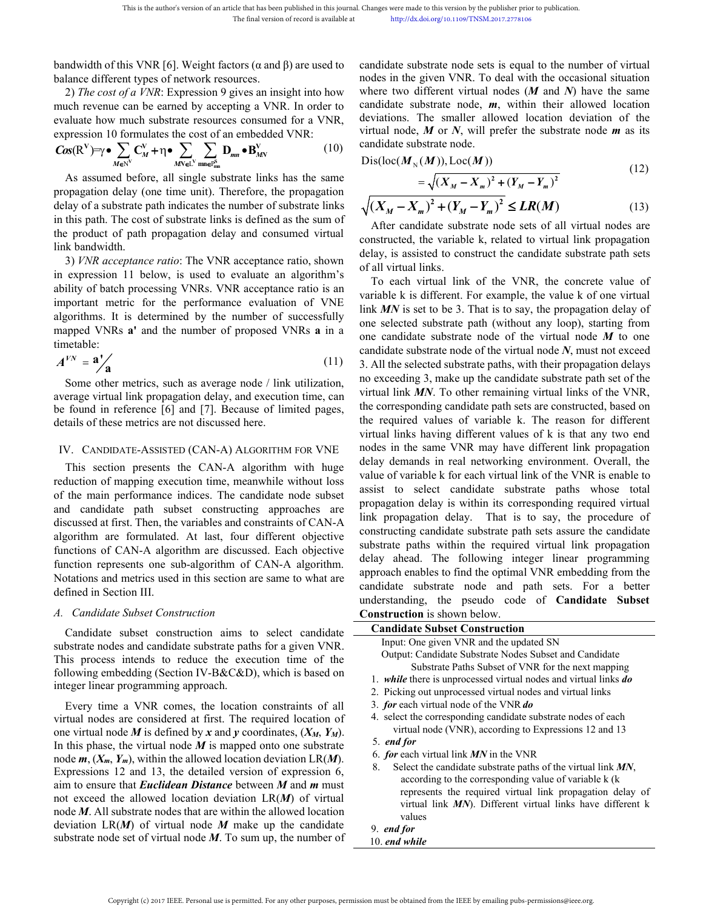bandwidth of this VNR [6]. Weight factors (α and β) are used to balance different types of network resources.

2) *The cost of a VNR*: Expression 9 gives an insight into how much revenue can be earned by accepting a VNR. In order to evaluate how much substrate resources consumed for a VNR, expression 10 formulates the cost of an embedded VNR:

$$\boldsymbol{Cos}(\mathrm{R}^{\mathrm{V}}) = \gamma \bullet \sum_{M \in \mathrm{N}^{\mathrm{V}}} \mathbf{C}_{M}^{\mathrm{V}} + \eta \bullet \sum_{MN \in \mathrm{L}^{\mathrm{V}}} \sum_{\mathrm{mn} \in \mathrm{P}_{\mathrm{mn}}^{\mathrm{S}}} \mathbf{D}_{mn} \bullet \mathbf{B}_{MN}^{\mathrm{V}} \tag{10}$$

As assumed before, all single substrate links has the same propagation delay (one time unit). Therefore, the propagation delay of a substrate path indicates the number of substrate links in this path. The cost of substrate links is defined as the sum of the product of path propagation delay and consumed virtual link bandwidth.

3) *VNR acceptance ratio*: The VNR acceptance ratio, shown in expression 11 below, is used to evaluate an algorithm's ability of batch processing VNRs. VNR acceptance ratio is an important metric for the performance evaluation of VNE algorithms. It is determined by the number of successfully mapped VNRs **a'** and the number of proposed VNRs **a** in a timetable:

$$A^{VN} = \mathbf{a'} / \mathbf{a} \tag{11}$$

Some other metrics, such as average node / link utilization, average virtual link propagation delay, and execution time, can be found in reference [6] and [7]. Because of limited pages, details of these metrics are not discussed here.

## IV. Candidate-Assisted (CAN-A) Algorithm for VNE

This section presents the CAN-A algorithm with huge reduction of mapping execution time, meanwhile without loss of the main performance indices. The candidate node subset and candidate path subset constructing approaches are discussed at first. Then, the variables and constraints of CAN-A algorithm are formulated. At last, four different objective functions of CAN-A algorithm are discussed. Each objective function represents one sub-algorithm of CAN-A algorithm. Notations and metrics used in this section are same to what are defined in Section III.

### A. Candidate Subset Construction

Candidate subset construction aims to select candidate substrate nodes and candidate substrate paths for a given VNR. This process intends to reduce the execution time of the following embedding (Section IV-B&C&D), which is based on integer linear programming approach.

Every time a VNR comes, the location constraints of all virtual nodes are considered at first. The required location of one virtual node $\boldsymbol{M}$ is defined by $\boldsymbol{x}$ and $\boldsymbol{y}$ coordinates, ($\boldsymbol{X_M}$, $\boldsymbol{Y_M}$). In this phase, the virtual node $\boldsymbol{M}$ is mapped onto one substrate node $\boldsymbol{m}$, ($\boldsymbol{X_m}$, $\boldsymbol{Y_m}$), within the allowed location deviation LR($\boldsymbol{M}$). Expressions 12 and 13, the detailed version of expression 6, aim to ensure that ***Euclidean Distance*** between $\boldsymbol{M}$ and $\boldsymbol{m}$ must not exceed the allowed location deviation LR($\boldsymbol{M}$) of virtual node $\boldsymbol{M}$. All substrate nodes that are within the allowed location deviation LR($\boldsymbol{M}$) of virtual node $\boldsymbol{M}$ make up the candidate substrate node set of virtual node $\boldsymbol{M}$. To sum up, the number of candidate substrate node sets is equal to the number of virtual nodes in the given VNR. To deal with the occasional situation where two different virtual nodes ($\boldsymbol{M}$ and $\boldsymbol{N}$) have the same candidate substrate node, $\boldsymbol{m}$, within their allowed location deviations. The smaller allowed location deviation of the virtual node, $\boldsymbol{M}$ or $\boldsymbol{N}$, will prefer the substrate node $\boldsymbol{m}$ as its candidate substrate node.

$$\mathrm{Dis}(\mathrm{loc}(\boldsymbol{M}_{\mathrm{N}}(\boldsymbol{M})), \mathrm{Loc}(\boldsymbol{M})) = \sqrt{(\boldsymbol{X}_M - \boldsymbol{X}_m)^2 + (\boldsymbol{Y}_M - \boldsymbol{Y}_m)^2} \tag{12}$$

$$\sqrt{(\boldsymbol{X}_M - \boldsymbol{X}_m)^2 + (\boldsymbol{Y}_M - \boldsymbol{Y}_m)^2} \le \boldsymbol{LR}(\boldsymbol{M}) \tag{13}$$

After candidate substrate node sets of all virtual nodes are constructed, the variable k, related to virtual link propagation delay, is assisted to construct the candidate substrate path sets of all virtual links.

To each virtual link of the VNR, the concrete value of variable k is different. For example, the value k of one virtual link $\boldsymbol{MN}$ is set to be 3. That is to say, the propagation delay of one selected substrate path (without any loop), starting from one candidate substrate node of the virtual node $\boldsymbol{M}$ to one candidate substrate node of the virtual node $\boldsymbol{N}$, must not exceed 3. All the selected substrate paths, with their propagation delays no exceeding 3, make up the candidate substrate path set of the virtual link $\boldsymbol{MN}$. To other remaining virtual links of the VNR, the corresponding candidate path sets are constructed, based on the required values of variable k. The reason for different virtual links having different values of k is that any two end nodes in the same VNR may have different link propagation delay demands in real networking environment. Overall, the value of variable k for each virtual link of the VNR is enable to assist to select candidate substrate paths whose total propagation delay is within its corresponding required virtual link propagation delay. That is to say, the procedure of constructing candidate substrate path sets assure the candidate substrate paths within the required virtual link propagation delay ahead. The following integer linear programming approach enables to find the optimal VNR embedding from the candidate substrate node and path sets. For a better understanding, the pseudo code of **Candidate Subset Construction** is shown below.

**Candidate Subset Construction**

Input: One given VNR and the updated SN
Output: Candidate Substrate Nodes Subset and Candidate Substrate Paths Subset of VNR for the next mapping

1. ***while*** there is unprocessed virtual nodes and virtual links ***do***
2. Picking out unprocessed virtual nodes and virtual links
3. ***for*** each virtual node of the VNR ***do***
4. select the corresponding candidate substrate nodes of each virtual node (VNR), according to Expressions 12 and 13
5. ***end for***
6. ***for*** each virtual link $\boldsymbol{MN}$ in the VNR
8. Select the candidate substrate paths of the virtual link $\boldsymbol{MN}$, according to the corresponding value of variable k (k represents the required virtual link propagation delay of virtual link $\boldsymbol{MN}$). Different virtual links have different k values
9. ***end for***
10. ***end while***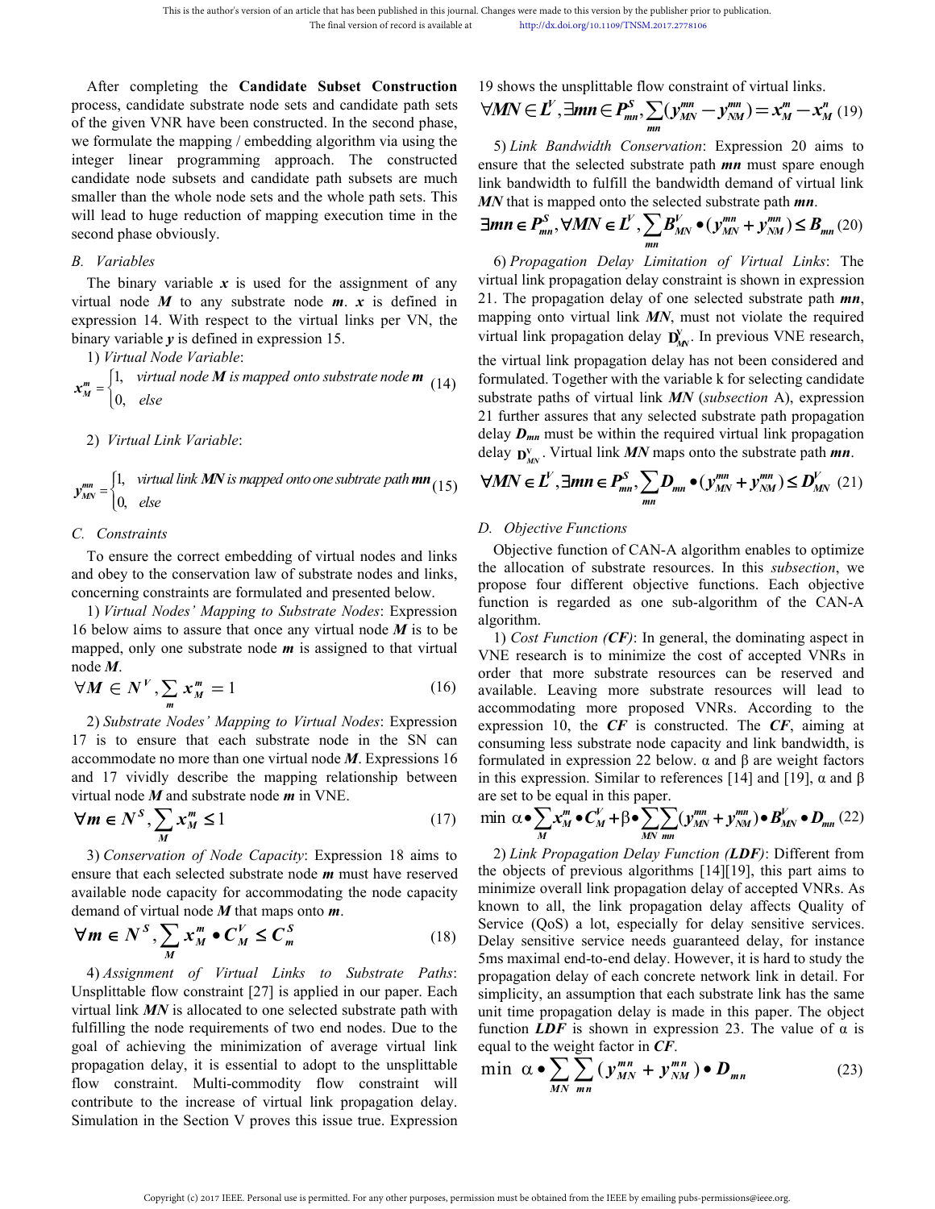After completing the **Candidate Subset Construction** process, candidate substrate node sets and candidate path sets of the given VNR have been constructed. In the second phase, we formulate the mapping / embedding algorithm via using the integer linear programming approach. The constructed candidate node subsets and candidate path subsets are much smaller than the whole node sets and the whole path sets. This will lead to huge reduction of mapping execution time in the second phase obviously.

## B. Variables

The binary variable $\boldsymbol{x}$ is used for the assignment of any virtual node $\boldsymbol{M}$ to any substrate node $\boldsymbol{m}$. $\boldsymbol{x}$ is defined in expression 14. With respect to the virtual links per VN, the binary variable $\boldsymbol{y}$ is defined in expression 15.

1) *Virtual Node Variable*:

$$x_M^m = \begin{cases} 1, & \text{virtual node } \boldsymbol{M} \text{ is mapped onto substrate node } \boldsymbol{m} \\ 0, & \text{else} \end{cases} \quad (14)$$

2) *Virtual Link Variable*:

$$y_{MN}^{mn} = \begin{cases} 1, & \text{virtual link } \boldsymbol{MN} \text{ is mapped onto one subtrate path } \boldsymbol{mn} \\ 0, & \text{else} \end{cases} \quad (15)$$

## C. Constraints

To ensure the correct embedding of virtual nodes and links and obey to the conservation law of substrate nodes and links, concerning constraints are formulated and presented below.

1) *Virtual Nodes' Mapping to Substrate Nodes*: Expression 16 below aims to assure that once any virtual node $\boldsymbol{M}$ is to be mapped, only one substrate node $\boldsymbol{m}$ is assigned to that virtual node $\boldsymbol{M}$.

$$\forall \boldsymbol{M} \in \boldsymbol{N}^V, \sum_m x_M^m = 1 \quad (16)$$

2) *Substrate Nodes' Mapping to Virtual Nodes*: Expression 17 is to ensure that each substrate node in the SN can accommodate no more than one virtual node $\boldsymbol{M}$. Expressions 16 and 17 vividly describe the mapping relationship between virtual node $\boldsymbol{M}$ and substrate node $\boldsymbol{m}$ in VNE.

$$\forall \boldsymbol{m} \in \boldsymbol{N}^S, \sum_M x_M^m \leq 1 \quad (17)$$

3) *Conservation of Node Capacity*: Expression 18 aims to ensure that each selected substrate node $\boldsymbol{m}$ must have reserved available node capacity for accommodating the node capacity demand of virtual node $\boldsymbol{M}$ that maps onto $\boldsymbol{m}$.

$$\forall \boldsymbol{m} \in \boldsymbol{N}^S, \sum_M x_M^m \bullet C_M^V \leq C_m^S \quad (18)$$

4) *Assignment of Virtual Links to Substrate Paths*: Unsplittable flow constraint [27] is applied in our paper. Each virtual link $\boldsymbol{MN}$ is allocated to one selected substrate path with fulfilling the node requirements of two end nodes. Due to the goal of achieving the minimization of average virtual link propagation delay, it is essential to adopt to the unsplittable flow constraint. Multi-commodity flow constraint will contribute to the increase of virtual link propagation delay. Simulation in the Section V proves this issue true. Expression 19 shows the unsplittable flow constraint of virtual links.

$$\forall \boldsymbol{MN} \in \boldsymbol{L}^V, \exists \boldsymbol{mn} \in \boldsymbol{P}_{mn}^S, \sum_{mn} (y_{MN}^{mn} - y_{NM}^{mn}) = x_M^m - x_M^n \quad (19)$$

5) *Link Bandwidth Conservation*: Expression 20 aims to ensure that the selected substrate path $\boldsymbol{mn}$ must spare enough link bandwidth to fulfill the bandwidth demand of virtual link $\boldsymbol{MN}$ that is mapped onto the selected substrate path $\boldsymbol{mn}$.

$$\exists \boldsymbol{mn} \in \boldsymbol{P}_{mn}^S, \forall \boldsymbol{MN} \in \boldsymbol{L}^V, \sum_{mn} B_{MN}^V \bullet (y_{MN}^{mn} + y_{NM}^{mn}) \leq B_{mn} \quad (20)$$

6) *Propagation Delay Limitation of Virtual Links*: The virtual link propagation delay constraint is shown in expression 21. The propagation delay of one selected substrate path $\boldsymbol{mn}$, mapping onto virtual link $\boldsymbol{MN}$, must not violate the required virtual link propagation delay $\mathbf{D}_{MN}^V$. In previous VNE research, the virtual link propagation delay has not been considered and formulated. Together with the variable k for selecting candidate substrate paths of virtual link $\boldsymbol{MN}$ (*subsection* A), expression 21 further assures that any selected substrate path propagation delay $\boldsymbol{D}_{mn}$ must be within the required virtual link propagation delay $\mathbf{D}_{MN}^V$. Virtual link $\boldsymbol{MN}$ maps onto the substrate path $\boldsymbol{mn}$.

$$\forall \boldsymbol{MN} \in \boldsymbol{L}^V, \exists \boldsymbol{mn} \in \boldsymbol{P}_{mn}^S, \sum_{mn} D_{mn} \bullet (y_{MN}^{mn} + y_{NM}^{mn}) \leq D_{MN}^V \quad (21)$$

## D. Objective Functions

Objective function of CAN-A algorithm enables to optimize the allocation of substrate resources. In this *subsection*, we propose four different objective functions. Each objective function is regarded as one sub-algorithm of the CAN-A algorithm.

1) *Cost Function (**CF**)*: In general, the dominating aspect in VNE research is to minimize the cost of accepted VNRs in order that more substrate resources can be reserved and available. Leaving more substrate resources will lead to accommodating more proposed VNRs. According to the expression 10, the ***CF*** is constructed. The ***CF***, aiming at consuming less substrate node capacity and link bandwidth, is formulated in expression 22 below. α and β are weight factors in this expression. Similar to references [14] and [19], α and β are set to be equal in this paper.

$$\min \ \alpha \bullet \sum_M x_M^m \bullet C_M^V + \beta \bullet \sum_{MN} \sum_{mn} (y_{MN}^{mn} + y_{NM}^{mn}) \bullet B_{MN}^V \bullet D_{mn} \quad (22)$$

2) *Link Propagation Delay Function (**LDF**)*: Different from the objects of previous algorithms [14][19], this part aims to minimize overall link propagation delay of accepted VNRs. As known to all, the link propagation delay affects Quality of Service (QoS) a lot, especially for delay sensitive services. Delay sensitive service needs guaranteed delay, for instance 5ms maximal end-to-end delay. However, it is hard to study the propagation delay of each concrete network link in detail. For simplicity, an assumption that each substrate link has the same unit time propagation delay is made in this paper. The object function ***LDF*** is shown in expression 23. The value of α is equal to the weight factor in ***CF***.

$$\min \ \alpha \bullet \sum_{MN} \sum_{mn} (y_{MN}^{mn} + y_{NM}^{mn}) \bullet D_{mn} \quad (23)$$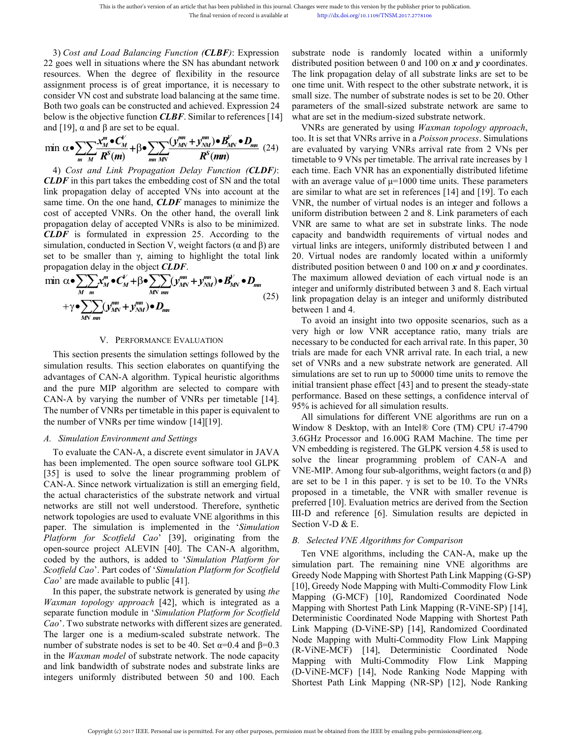3) *Cost and Load Balancing Function (**CLBF**)*: Expression 22 goes well in situations where the SN has abundant network resources. When the degree of flexibility in the resource assignment process is of great importance, it is necessary to consider VN cost and substrate load balancing at the same time. Both two goals can be constructed and achieved. Expression 24 below is the objective function ***CLBF***. Similar to references [14] and [19], α and β are set to be equal.

$$\min \alpha \bullet \sum_{m}\sum_{M} \frac{x_M^m \bullet C_M^V}{R^S(m)} + \beta \bullet \sum_{mn}\sum_{MN} \frac{(y_{MN}^{mn} + y_{NM}^{mn}) \bullet B_{MN}^V \bullet D_{mn}}{R^S(mn)} \quad (24)$$

4) *Cost and Link Propagation Delay Function (**CLDF**)*: ***CLDF*** in this part takes the embedding cost of SN and the total link propagation delay of accepted VNs into account at the same time. On the one hand, ***CLDF*** manages to minimize the cost of accepted VNRs. On the other hand, the overall link propagation delay of accepted VNRs is also to be minimized. ***CLDF*** is formulated in expression 25. According to the simulation, conducted in Section V, weight factors (α and β) are set to be smaller than γ, aiming to highlight the total link propagation delay in the object ***CLDF***.

$$\min \alpha \bullet \sum_{M}\sum_{m} x_M^m \bullet C_M^V + \beta \bullet \sum_{MN}\sum_{mn} (y_{MN}^{mn} + y_{NM}^{mn}) \bullet B_{MN}^V \bullet D_{mn} + \gamma \bullet \sum_{MN}\sum_{mn} (y_{MN}^{mn} + y_{NM}^{mn}) \bullet D_{mn} \quad (25)$$

## V. Performance Evaluation

This section presents the simulation settings followed by the simulation results. This section elaborates on quantifying the advantages of CAN-A algorithm. Typical heuristic algorithms and the pure MIP algorithm are selected to compare with CAN-A by varying the number of VNRs per timetable [14]. The number of VNRs per timetable in this paper is equivalent to the number of VNRs per time window [14][19].

### *A. Simulation Environment and Settings*

To evaluate the CAN-A, a discrete event simulator in JAVA has been implemented. The open source software tool GLPK [35] is used to solve the linear programming problem of CAN-A. Since network virtualization is still an emerging field, the actual characteristics of the substrate network and virtual networks are still not well understood. Therefore, synthetic network topologies are used to evaluate VNE algorithms in this paper. The simulation is implemented in the '*Simulation Platform for Scotfield Cao*' [39], originating from the open-source project ALEVIN [40]. The CAN-A algorithm, coded by the authors, is added to '*Simulation Platform for Scotfield Cao*'. Part codes of '*Simulation Platform for Scotfield Cao*' are made available to public [41].

In this paper, the substrate network is generated by using *the Waxman topology approach* [42], which is integrated as a separate function module in '*Simulation Platform for Scotfield Cao*'. Two substrate networks with different sizes are generated. The larger one is a medium-scaled substrate network. The number of substrate nodes is set to be 40. Set α=0.4 and β=0.3 in the *Waxman model* of substrate network. The node capacity and link bandwidth of substrate nodes and substrate links are integers uniformly distributed between 50 and 100. Each substrate node is randomly located within a uniformly distributed position between 0 and 100 on ***x*** and ***y*** coordinates. The link propagation delay of all substrate links are set to be one time unit. With respect to the other substrate network, it is small size. The number of substrate nodes is set to be 20. Other parameters of the small-sized substrate network are same to what are set in the medium-sized substrate network.

VNRs are generated by using *Waxman topology approach*, too. It is set that VNRs arrive in a *Poisson process*. Simulations are evaluated by varying VNRs arrival rate from 2 VNs per timetable to 9 VNs per timetable. The arrival rate increases by 1 each time. Each VNR has an exponentially distributed lifetime with an average value of μ=1000 time units. These parameters are similar to what are set in references [14] and [19]. To each VNR, the number of virtual nodes is an integer and follows a uniform distribution between 2 and 8. Link parameters of each VNR are same to what are set in substrate links. The node capacity and bandwidth requirements of virtual nodes and virtual links are integers, uniformly distributed between 1 and 20. Virtual nodes are randomly located within a uniformly distributed position between 0 and 100 on ***x*** and ***y*** coordinates. The maximum allowed deviation of each virtual node is an integer and uniformly distributed between 3 and 8. Each virtual link propagation delay is an integer and uniformly distributed between 1 and 4.

To avoid an insight into two opposite scenarios, such as a very high or low VNR acceptance ratio, many trials are necessary to be conducted for each arrival rate. In this paper, 30 trials are made for each VNR arrival rate. In each trial, a new set of VNRs and a new substrate network are generated. All simulations are set to run up to 50000 time units to remove the initial transient phase effect [43] and to present the steady-state performance. Based on these settings, a confidence interval of 95% is achieved for all simulation results.

All simulations for different VNE algorithms are run on a Window 8 Desktop, with an Intel® Core (TM) CPU i7-4790 3.6GHz Processor and 16.00G RAM Machine. The time per VN embedding is registered. The GLPK version 4.58 is used to solve the linear programming problem of CAN-A and VNE-MIP. Among four sub-algorithms, weight factors (α and β) are set to be 1 in this paper. γ is set to be 10. To the VNRs proposed in a timetable, the VNR with smaller revenue is preferred [10]. Evaluation metrics are derived from the Section III-D and reference [6]. Simulation results are depicted in Section V-D & E.

### *B. Selected VNE Algorithms for Comparison*

Ten VNE algorithms, including the CAN-A, make up the simulation part. The remaining nine VNE algorithms are Greedy Node Mapping with Shortest Path Link Mapping (G-SP) [10], Greedy Node Mapping with Multi-Commodity Flow Link Mapping (G-MCF) [10], Randomized Coordinated Node Mapping with Shortest Path Link Mapping (R-ViNE-SP) [14], Deterministic Coordinated Node Mapping with Shortest Path Link Mapping (D-ViNE-SP) [14], Randomized Coordinated Node Mapping with Multi-Commodity Flow Link Mapping (R-ViNE-MCF) [14], Deterministic Coordinated Node Mapping with Multi-Commodity Flow Link Mapping (D-ViNE-MCF) [14], Node Ranking Node Mapping with Shortest Path Link Mapping (NR-SP) [12], Node Ranking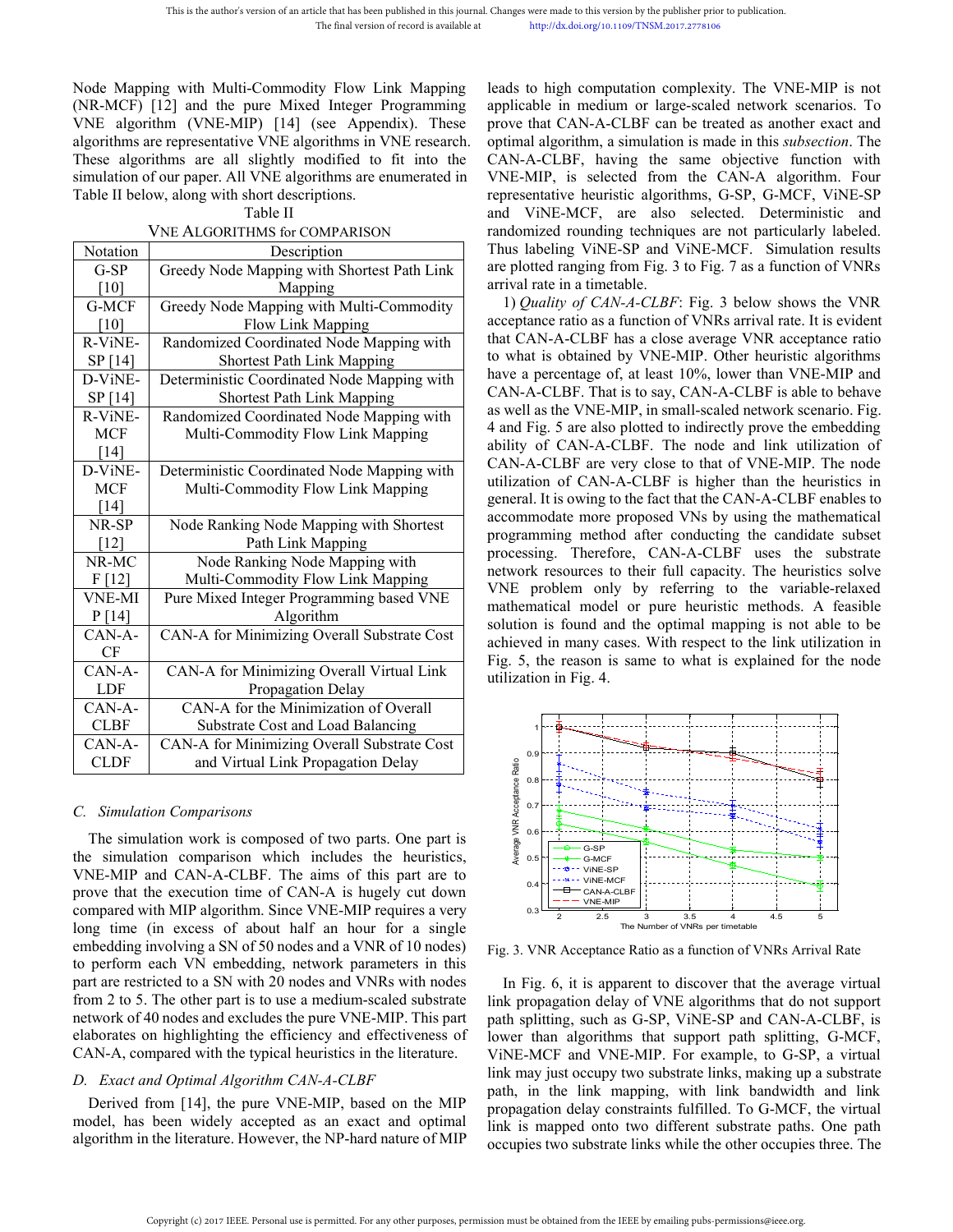Node Mapping with Multi-Commodity Flow Link Mapping (NR-MCF) [12] and the pure Mixed Integer Programming VNE algorithm (VNE-MIP) [14] (see Appendix). These algorithms are representative VNE algorithms in VNE research. These algorithms are all slightly modified to fit into the simulation of our paper. All VNE algorithms are enumerated in Table II below, along with short descriptions.

Table II

VNE ALGORITHMS for COMPARISON

| Notation | Description |
|---|---|
| G-SP [10] | Greedy Node Mapping with Shortest Path Link Mapping |
| G-MCF [10] | Greedy Node Mapping with Multi-Commodity Flow Link Mapping |
| R-ViNE-SP [14] | Randomized Coordinated Node Mapping with Shortest Path Link Mapping |
| D-ViNE-SP [14] | Deterministic Coordinated Node Mapping with Shortest Path Link Mapping |
| R-ViNE-MCF [14] | Randomized Coordinated Node Mapping with Multi-Commodity Flow Link Mapping |
| D-ViNE-MCF [14] | Deterministic Coordinated Node Mapping with Multi-Commodity Flow Link Mapping |
| NR-SP [12] | Node Ranking Node Mapping with Shortest Path Link Mapping |
| NR-MCF [12] | Node Ranking Node Mapping with Multi-Commodity Flow Link Mapping |
| VNE-MIP [14] | Pure Mixed Integer Programming based VNE Algorithm |
| CAN-A-CF | CAN-A for Minimizing Overall Substrate Cost |
| CAN-A-LDF | CAN-A for Minimizing Overall Virtual Link Propagation Delay |
| CAN-A-CLBF | CAN-A for the Minimization of Overall Substrate Cost and Load Balancing |
| CAN-A-CLDF | CAN-A for Minimizing Overall Substrate Cost and Virtual Link Propagation Delay |

### C. *Simulation Comparisons*

The simulation work is composed of two parts. One part is the simulation comparison which includes the heuristics, VNE-MIP and CAN-A-CLBF. The aims of this part are to prove that the execution time of CAN-A is hugely cut down compared with MIP algorithm. Since VNE-MIP requires a very long time (in excess of about half an hour for a single embedding involving a SN of 50 nodes and a VNR of 10 nodes) to perform each VN embedding, network parameters in this part are restricted to a SN with 20 nodes and VNRs with nodes from 2 to 5. The other part is to use a medium-scaled substrate network of 40 nodes and excludes the pure VNE-MIP. This part elaborates on highlighting the efficiency and effectiveness of CAN-A, compared with the typical heuristics in the literature.

### D. *Exact and Optimal Algorithm CAN-A-CLBF*

Derived from [14], the pure VNE-MIP, based on the MIP model, has been widely accepted as an exact and optimal algorithm in the literature. However, the NP-hard nature of MIP leads to high computation complexity. The VNE-MIP is not applicable in medium or large-scaled network scenarios. To prove that CAN-A-CLBF can be treated as another exact and optimal algorithm, a simulation is made in this *subsection*. The CAN-A-CLBF, having the same objective function with VNE-MIP, is selected from the CAN-A algorithm. Four representative heuristic algorithms, G-SP, G-MCF, ViNE-SP and ViNE-MCF, are also selected. Deterministic and randomized rounding techniques are not particularly labeled. Thus labeling ViNE-SP and ViNE-MCF. Simulation results are plotted ranging from Fig. 3 to Fig. 7 as a function of VNRs arrival rate in a timetable.

1) *Quality of CAN-A-CLBF*: Fig. 3 below shows the VNR acceptance ratio as a function of VNRs arrival rate. It is evident that CAN-A-CLBF has a close average VNR acceptance ratio to what is obtained by VNE-MIP. Other heuristic algorithms have a percentage of, at least 10%, lower than VNE-MIP and CAN-A-CLBF. That is to say, CAN-A-CLBF is able to behave as well as the VNE-MIP, in small-scaled network scenario. Fig. 4 and Fig. 5 are also plotted to indirectly prove the embedding ability of CAN-A-CLBF. The node and link utilization of CAN-A-CLBF are very close to that of VNE-MIP. The node utilization of CAN-A-CLBF is higher than the heuristics in general. It is owing to the fact that the CAN-A-CLBF enables to accommodate more proposed VNs by using the mathematical programming method after conducting the candidate subset processing. Therefore, CAN-A-CLBF uses the substrate network resources to their full capacity. The heuristics solve VNE problem only by referring to the variable-relaxed mathematical model or pure heuristic methods. A feasible solution is found and the optimal mapping is not able to be achieved in many cases. With respect to the link utilization in Fig. 5, the reason is same to what is explained for the node utilization in Fig. 4.

Fig. 3. VNR Acceptance Ratio as a function of VNRs Arrival Rate

In Fig. 6, it is apparent to discover that the average virtual link propagation delay of VNE algorithms that do not support path splitting, such as G-SP, ViNE-SP and CAN-A-CLBF, is lower than algorithms that support path splitting, G-MCF, ViNE-MCF and VNE-MIP. For example, to G-SP, a virtual link may just occupy two substrate links, making up a substrate path, in the link mapping, with link bandwidth and link propagation delay constraints fulfilled. To G-MCF, the virtual link is mapped onto two different substrate paths. One path occupies two substrate links while the other occupies three. The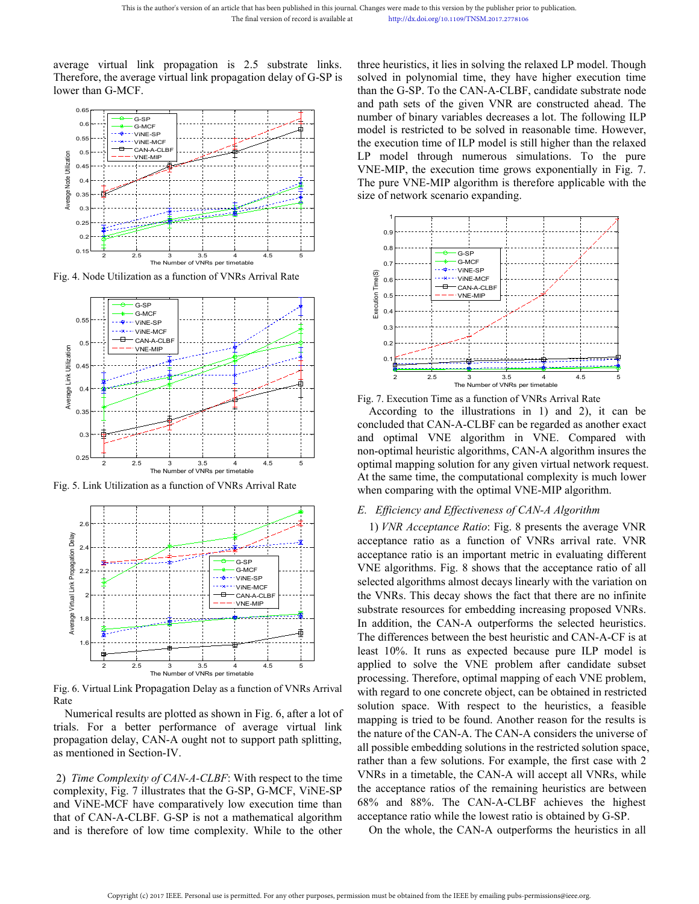average virtual link propagation is 2.5 substrate links. Therefore, the average virtual link propagation delay of G-SP is lower than G-MCF.

Fig. 4. Node Utilization as a function of VNRs Arrival Rate

Fig. 5. Link Utilization as a function of VNRs Arrival Rate

Fig. 6. Virtual Link Propagation Delay as a function of VNRs Arrival Rate

Numerical results are plotted as shown in Fig. 6, after a lot of trials. For a better performance of average virtual link propagation delay, CAN-A ought not to support path splitting, as mentioned in Section-IV.

2) *Time Complexity of CAN-A-CLBF*: With respect to the time complexity, Fig. 7 illustrates that the G-SP, G-MCF, ViNE-SP and ViNE-MCF have comparatively low execution time than that of CAN-A-CLBF. G-SP is not a mathematical algorithm and is therefore of low time complexity. While to the other three heuristics, it lies in solving the relaxed LP model. Though solved in polynomial time, they have higher execution time than the G-SP. To the CAN-A-CLBF, candidate substrate node and path sets of the given VNR are constructed ahead. The number of binary variables decreases a lot. The following ILP model is restricted to be solved in reasonable time. However, the execution time of ILP model is still higher than the relaxed LP model through numerous simulations. To the pure VNE-MIP, the execution time grows exponentially in Fig. 7. The pure VNE-MIP algorithm is therefore applicable with the size of network scenario expanding.

Fig. 7. Execution Time as a function of VNRs Arrival Rate

According to the illustrations in 1) and 2), it can be concluded that CAN-A-CLBF can be regarded as another exact and optimal VNE algorithm in VNE. Compared with non-optimal heuristic algorithms, CAN-A algorithm insures the optimal mapping solution for any given virtual network request. At the same time, the computational complexity is much lower when comparing with the optimal VNE-MIP algorithm.

### *E. Efficiency and Effectiveness of CAN-A Algorithm*

1) *VNR Acceptance Ratio*: Fig. 8 presents the average VNR acceptance ratio as a function of VNRs arrival rate. VNR acceptance ratio is an important metric in evaluating different VNE algorithms. Fig. 8 shows that the acceptance ratio of all selected algorithms almost decays linearly with the variation on the VNRs. This decay shows the fact that there are no infinite substrate resources for embedding increasing proposed VNRs. In addition, the CAN-A outperforms the selected heuristics. The differences between the best heuristic and CAN-A-CF is at least 10%. It runs as expected because pure ILP model is applied to solve the VNE problem after candidate subset processing. Therefore, optimal mapping of each VNE problem, with regard to one concrete object, can be obtained in restricted solution space. With respect to the heuristics, a feasible mapping is tried to be found. Another reason for the results is the nature of the CAN-A. The CAN-A considers the universe of all possible embedding solutions in the restricted solution space, rather than a few solutions. For example, the first case with 2 VNRs in a timetable, the CAN-A will accept all VNRs, while the acceptance ratios of the remaining heuristics are between 68% and 88%. The CAN-A-CLBF achieves the highest acceptance ratio while the lowest ratio is obtained by G-SP.

On the whole, the CAN-A outperforms the heuristics in all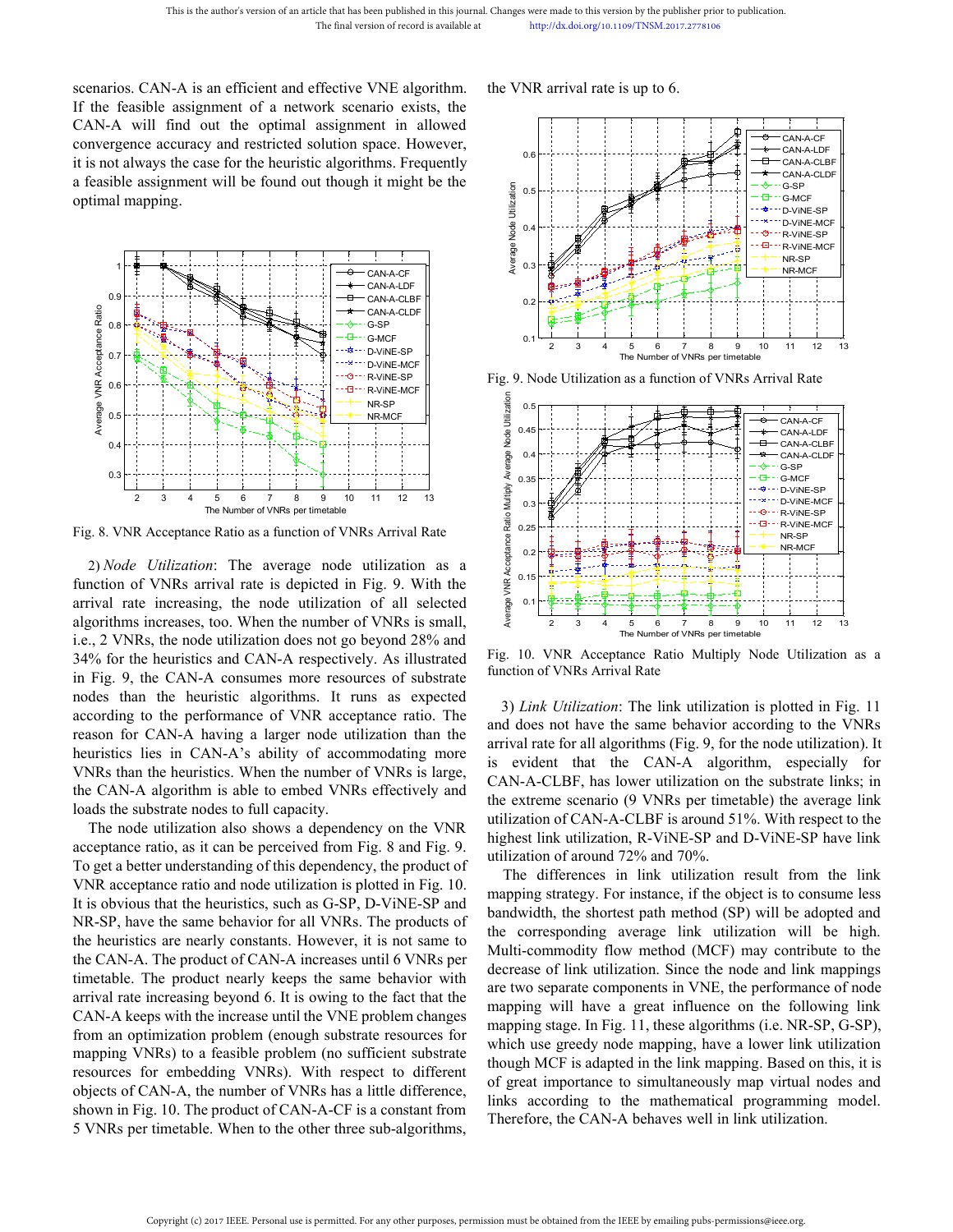scenarios. CAN-A is an efficient and effective VNE algorithm. If the feasible assignment of a network scenario exists, the CAN-A will find out the optimal assignment in allowed convergence accuracy and restricted solution space. However, it is not always the case for the heuristic algorithms. Frequently a feasible assignment will be found out though it might be the optimal mapping.

Fig. 8. VNR Acceptance Ratio as a function of VNRs Arrival Rate

2) *Node Utilization*: The average node utilization as a function of VNRs arrival rate is depicted in Fig. 9. With the arrival rate increasing, the node utilization of all selected algorithms increases, too. When the number of VNRs is small, i.e., 2 VNRs, the node utilization does not go beyond 28% and 34% for the heuristics and CAN-A respectively. As illustrated in Fig. 9, the CAN-A consumes more resources of substrate nodes than the heuristic algorithms. It runs as expected according to the performance of VNR acceptance ratio. The reason for CAN-A having a larger node utilization than the heuristics lies in CAN-A's ability of accommodating more VNRs than the heuristics. When the number of VNRs is large, the CAN-A algorithm is able to embed VNRs effectively and loads the substrate nodes to full capacity.

The node utilization also shows a dependency on the VNR acceptance ratio, as it can be perceived from Fig. 8 and Fig. 9. To get a better understanding of this dependency, the product of VNR acceptance ratio and node utilization is plotted in Fig. 10. It is obvious that the heuristics, such as G-SP, D-ViNE-SP and NR-SP, have the same behavior for all VNRs. The products of the heuristics are nearly constants. However, it is not same to the CAN-A. The product of CAN-A increases until 6 VNRs per timetable. The product nearly keeps the same behavior with arrival rate increasing beyond 6. It is owing to the fact that the CAN-A keeps with the increase until the VNE problem changes from an optimization problem (enough substrate resources for mapping VNRs) to a feasible problem (no sufficient substrate resources for embedding VNRs). With respect to different objects of CAN-A, the number of VNRs has a little difference, shown in Fig. 10. The product of CAN-A-CF is a constant from 5 VNRs per timetable. When to the other three sub-algorithms, the VNR arrival rate is up to 6.

Fig. 9. Node Utilization as a function of VNRs Arrival Rate

Fig. 10. VNR Acceptance Ratio Multiply Node Utilization as a function of VNRs Arrival Rate

3) *Link Utilization*: The link utilization is plotted in Fig. 11 and does not have the same behavior according to the VNRs arrival rate for all algorithms (Fig. 9, for the node utilization). It is evident that the CAN-A algorithm, especially for CAN-A-CLBF, has lower utilization on the substrate links; in the extreme scenario (9 VNRs per timetable) the average link utilization of CAN-A-CLBF is around 51%. With respect to the highest link utilization, R-ViNE-SP and D-ViNE-SP have link utilization of around 72% and 70%.

The differences in link utilization result from the link mapping strategy. For instance, if the object is to consume less bandwidth, the shortest path method (SP) will be adopted and the corresponding average link utilization will be high. Multi-commodity flow method (MCF) may contribute to the decrease of link utilization. Since the node and link mappings are two separate components in VNE, the performance of node mapping will have a great influence on the following link mapping stage. In Fig. 11, these algorithms (i.e. NR-SP, G-SP), which use greedy node mapping, have a lower link utilization though MCF is adapted in the link mapping. Based on this, it is of great importance to simultaneously map virtual nodes and links according to the mathematical programming model. Therefore, the CAN-A behaves well in link utilization.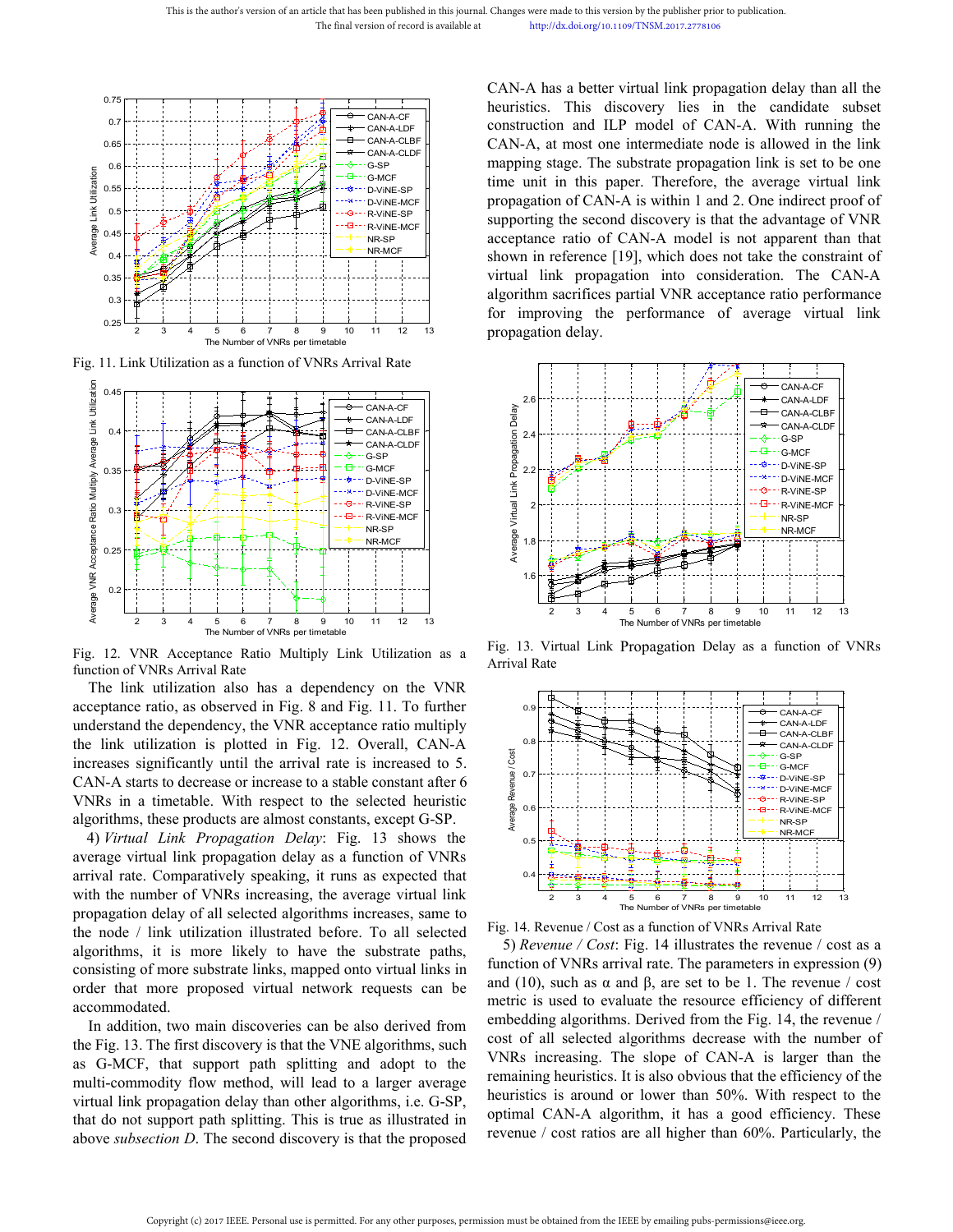Fig. 11. Link Utilization as a function of VNRs Arrival Rate

Fig. 12. VNR Acceptance Ratio Multiply Link Utilization as a function of VNRs Arrival Rate

The link utilization also has a dependency on the VNR acceptance ratio, as observed in Fig. 8 and Fig. 11. To further understand the dependency, the VNR acceptance ratio multiply the link utilization is plotted in Fig. 12. Overall, CAN-A increases significantly until the arrival rate is increased to 5. CAN-A starts to decrease or increase to a stable constant after 6 VNRs in a timetable. With respect to the selected heuristic algorithms, these products are almost constants, except G-SP.

4) *Virtual Link Propagation Delay*: Fig. 13 shows the average virtual link propagation delay as a function of VNRs arrival rate. Comparatively speaking, it runs as expected that with the number of VNRs increasing, the average virtual link propagation delay of all selected algorithms increases, same to the node / link utilization illustrated before. To all selected algorithms, it is more likely to have the substrate paths, consisting of more substrate links, mapped onto virtual links in order that more proposed virtual network requests can be accommodated.

In addition, two main discoveries can be also derived from the Fig. 13. The first discovery is that the VNE algorithms, such as G-MCF, that support path splitting and adopt to the multi-commodity flow method, will lead to a larger average virtual link propagation delay than other algorithms, i.e. G-SP, that do not support path splitting. This is true as illustrated in above *subsection D*. The second discovery is that the proposed CAN-A has a better virtual link propagation delay than all the heuristics. This discovery lies in the candidate subset construction and ILP model of CAN-A. With running the CAN-A, at most one intermediate node is allowed in the link mapping stage. The substrate propagation link is set to be one time unit in this paper. Therefore, the average virtual link propagation of CAN-A is within 1 and 2. One indirect proof of supporting the second discovery is that the advantage of VNR acceptance ratio of CAN-A model is not apparent than that shown in reference [19], which does not take the constraint of virtual link propagation into consideration. The CAN-A algorithm sacrifices partial VNR acceptance ratio performance for improving the performance of average virtual link propagation delay.

Fig. 13. Virtual Link Propagation Delay as a function of VNRs Arrival Rate

Fig. 14. Revenue / Cost as a function of VNRs Arrival Rate

5) *Revenue / Cost*: Fig. 14 illustrates the revenue / cost as a function of VNRs arrival rate. The parameters in expression (9) and (10), such as α and β, are set to be 1. The revenue / cost metric is used to evaluate the resource efficiency of different embedding algorithms. Derived from the Fig. 14, the revenue / cost of all selected algorithms decrease with the number of VNRs increasing. The slope of CAN-A is larger than the remaining heuristics. It is also obvious that the efficiency of the heuristics is around or lower than 50%. With respect to the optimal CAN-A algorithm, it has a good efficiency. These revenue / cost ratios are all higher than 60%. Particularly, the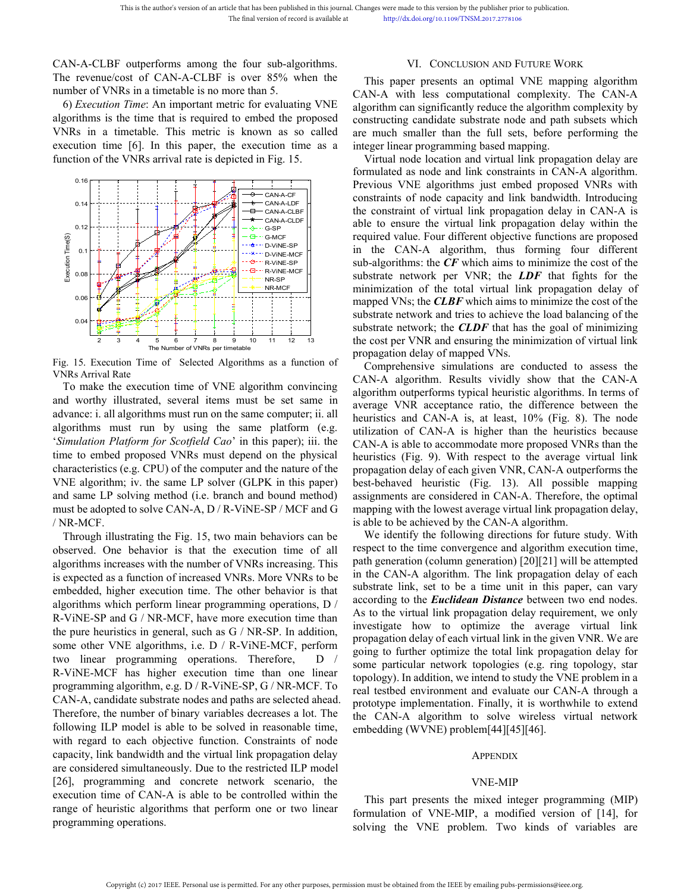CAN-A-CLBF outperforms among the four sub-algorithms. The revenue/cost of CAN-A-CLBF is over 85% when the number of VNRs in a timetable is no more than 5.

6) *Execution Time*: An important metric for evaluating VNE algorithms is the time that is required to embed the proposed VNRs in a timetable. This metric is known as so called execution time [6]. In this paper, the execution time as a function of the VNRs arrival rate is depicted in Fig. 15.

Fig. 15. Execution Time of Selected Algorithms as a function of VNRs Arrival Rate

To make the execution time of VNE algorithm convincing and worthy illustrated, several items must be set same in advance: i. all algorithms must run on the same computer; ii. all algorithms must run by using the same platform (e.g. '*Simulation Platform for Scotfield Cao*' in this paper); iii. the time to embed proposed VNRs must depend on the physical characteristics (e.g. CPU) of the computer and the nature of the VNE algorithm; iv. the same LP solver (GLPK in this paper) and same LP solving method (i.e. branch and bound method) must be adopted to solve CAN-A, D / R-ViNE-SP / MCF and G / NR-MCF.

Through illustrating the Fig. 15, two main behaviors can be observed. One behavior is that the execution time of all algorithms increases with the number of VNRs increasing. This is expected as a function of increased VNRs. More VNRs to be embedded, higher execution time. The other behavior is that algorithms which perform linear programming operations, D / R-ViNE-SP and G / NR-MCF, have more execution time than the pure heuristics in general, such as G / NR-SP. In addition, some other VNE algorithms, i.e. D / R-ViNE-MCF, perform two linear programming operations. Therefore, D / R-ViNE-MCF has higher execution time than one linear programming algorithm, e.g. D / R-ViNE-SP, G / NR-MCF. To CAN-A, candidate substrate nodes and paths are selected ahead. Therefore, the number of binary variables decreases a lot. The following ILP model is able to be solved in reasonable time, with regard to each objective function. Constraints of node capacity, link bandwidth and the virtual link propagation delay are considered simultaneously. Due to the restricted ILP model [26], programming and concrete network scenario, the execution time of CAN-A is able to be controlled within the range of heuristic algorithms that perform one or two linear programming operations.

## VI. Conclusion and Future Work

This paper presents an optimal VNE mapping algorithm CAN-A with less computational complexity. The CAN-A algorithm can significantly reduce the algorithm complexity by constructing candidate substrate node and path subsets which are much smaller than the full sets, before performing the integer linear programming based mapping.

Virtual node location and virtual link propagation delay are formulated as node and link constraints in CAN-A algorithm. Previous VNE algorithms just embed proposed VNRs with constraints of node capacity and link bandwidth. Introducing the constraint of virtual link propagation delay in CAN-A is able to ensure the virtual link propagation delay within the required value. Four different objective functions are proposed in the CAN-A algorithm, thus forming four different sub-algorithms: the ***CF*** which aims to minimize the cost of the substrate network per VNR; the ***LDF*** that fights for the minimization of the total virtual link propagation delay of mapped VNs; the ***CLBF*** which aims to minimize the cost of the substrate network and tries to achieve the load balancing of the substrate network; the ***CLDF*** that has the goal of minimizing the cost per VNR and ensuring the minimization of virtual link propagation delay of mapped VNs.

Comprehensive simulations are conducted to assess the CAN-A algorithm. Results vividly show that the CAN-A algorithm outperforms typical heuristic algorithms. In terms of average VNR acceptance ratio, the difference between the heuristics and CAN-A is, at least, 10% (Fig. 8). The node utilization of CAN-A is higher than the heuristics because CAN-A is able to accommodate more proposed VNRs than the heuristics (Fig. 9). With respect to the average virtual link propagation delay of each given VNR, CAN-A outperforms the best-behaved heuristic (Fig. 13). All possible mapping assignments are considered in CAN-A. Therefore, the optimal mapping with the lowest average virtual link propagation delay, is able to be achieved by the CAN-A algorithm.

We identify the following directions for future study. With respect to the time convergence and algorithm execution time, path generation (column generation) [20][21] will be attempted in the CAN-A algorithm. The link propagation delay of each substrate link, set to be a time unit in this paper, can vary according to the ***Euclidean Distance*** between two end nodes. As to the virtual link propagation delay requirement, we only investigate how to optimize the average virtual link propagation delay of each virtual link in the given VNR. We are going to further optimize the total link propagation delay for some particular network topologies (e.g. ring topology, star topology). In addition, we intend to study the VNE problem in a real testbed environment and evaluate our CAN-A through a prototype implementation. Finally, it is worthwhile to extend the CAN-A algorithm to solve wireless virtual network embedding (WVNE) problem[44][45][46].

## Appendix

### VNE-MIP

This part presents the mixed integer programming (MIP) formulation of VNE-MIP, a modified version of [14], for solving the VNE problem. Two kinds of variables are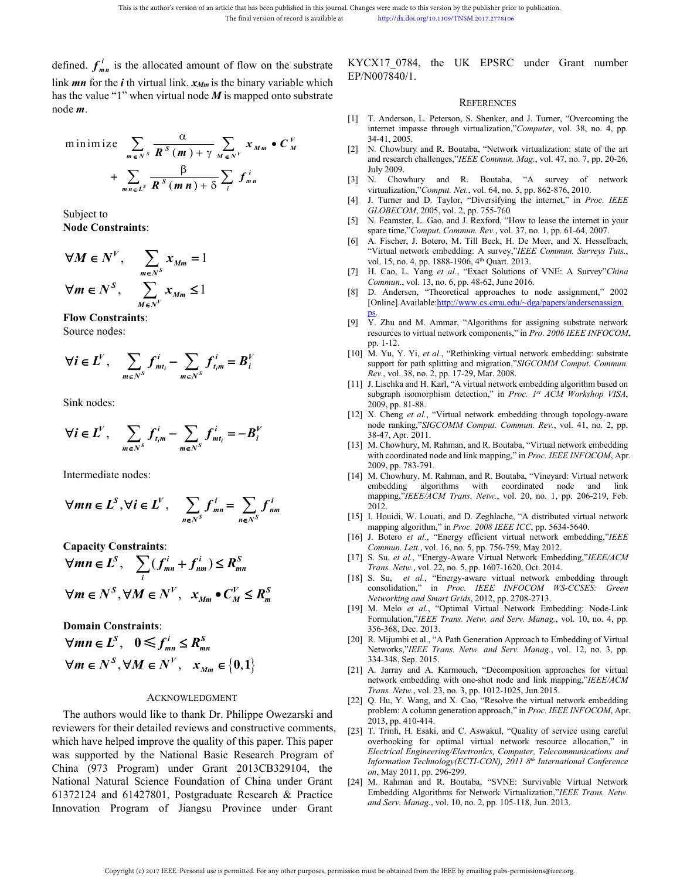defined. $f^i_{mn}$ is the allocated amount of flow on the substrate link $mn$ for the $i$ th virtual link. $x_{Mm}$ is the binary variable which has the value "1" when virtual node $M$ is mapped onto substrate node $m$.

$$\text{minimize} \sum_{m \in N^S} \frac{\alpha}{R^S(m) + \gamma} \sum_{M \in N^V} x_{Mm} \bullet C^V_M + \sum_{mn \in L^S} \frac{\beta}{R^S(mn) + \delta} \sum_i f^i_{mn}$$

Subject to

**Node Constraints**:

$$\forall M \in N^V, \quad \sum_{m \in N^S} x_{Mm} = 1$$

$$\forall m \in N^S, \quad \sum_{M \in N^V} x_{Mm} \leq 1$$

**Flow Constraints**:

Source nodes:

$$\forall i \in L^V, \quad \sum_{m \in N^S} f^i_{mt_i} - \sum_{m \in N^S} f^i_{t_i m} = B^V_i$$

Sink nodes:

$$\forall i \in L^V, \quad \sum_{m \in N^S} f^i_{t_i m} - \sum_{m \in N^S} f^i_{mt_i} = -B^V_i$$

Intermediate nodes:

$$\forall mn \in L^S, \forall i \in L^V, \quad \sum_{n \in N^S} f^i_{mn} = \sum_{n \in N^S} f^i_{nm}$$

**Capacity Constraints**:

$$\forall mn \in L^S, \quad \sum_i (f^i_{mn} + f^i_{nm}) \leq R^S_{mn}$$

$$\forall m \in N^S, \forall M \in N^V, \quad x_{Mm} \bullet C^V_M \leq R^S_m$$

**Domain Constraints**:

$$\forall mn \in L^S, \quad 0 \leqslant f^i_{mn} \leq R^S_{mn}$$

$$\forall m \in N^S, \forall M \in N^V, \quad x_{Mm} \in \{0,1\}$$

## Acknowledgment

The authors would like to thank Dr. Philippe Owezarski and reviewers for their detailed reviews and constructive comments, which have helped improve the quality of this paper. This paper was supported by the National Basic Research Program of China (973 Program) under Grant 2013CB329104, the National Natural Science Foundation of China under Grant 61372124 and 61427801, Postgraduate Research & Practice Innovation Program of Jiangsu Province under Grant KYCX17_0784, the UK EPSRC under Grant number EP/N007840/1.

## References

[1] T. Anderson, L. Peterson, S. Shenker, and J. Turner, "Overcoming the internet impasse through virtualization," *Computer*, vol. 38, no. 4, pp. 34-41, 2005.

[2] N. Chowhury and R. Boutaba, "Network virtualization: state of the art and research challenges," *IEEE Commun. Mag.*, vol. 47, no. 7, pp. 20-26, July 2009.

[3] N. Chowhury and R. Boutaba, "A survey of network virtualization," *Comput. Net.*, vol. 64, no. 5, pp. 862-876, 2010.

[4] J. Turner and D. Taylor, "Diversifying the internet," in *Proc. IEEE GLOBECOM*, 2005, vol. 2, pp. 755-760

[5] N. Feamster, L. Gao, and J. Rexford, "How to lease the internet in your spare time," *Comput. Commun. Rev.*, vol. 37, no. 1, pp. 61-64, 2007.

[6] A. Fischer, J. Botero, M. Till Beck, H. De Meer, and X. Hesselbach, "Virtual network embedding: A survey," *IEEE Commun. Surveys Tuts.*, vol. 15, no. 4, pp. 1888-1906, 4th Quart. 2013.

[7] H. Cao, L. Yang *et al.*, "Exact Solutions of VNE: A Survey" *China Commun.*, vol. 13, no. 6, pp. 48-62, June 2016.

[8] D. Andersen, "Theoretical approaches to node assignment," 2002 [Online]. Available: http://www.cs.cmu.edu/~dga/papers/andersenassign.ps.

[9] Y. Zhu and M. Ammar, "Algorithms for assigning substrate network resources to virtual network components," in *Pro. 2006 IEEE INFOCOM*, pp. 1-12.

[10] M. Yu, Y. Yi, *et al.*, "Rethinking virtual network embedding: substrate support for path splitting and migration," *SIGCOMM Comput. Commun. Rev.*, vol. 38, no. 2, pp. 17-29, Mar. 2008.

[11] J. Lischka and H. Karl, "A virtual network embedding algorithm based on subgraph isomorphism detection," in *Proc. 1st ACM Workshop VISA*, 2009, pp. 81-88.

[12] X. Cheng *et al.*, "Virtual network embedding through topology-aware node ranking," *SIGCOMM Comput. Commun. Rev.*, vol. 41, no. 2, pp. 38-47, Apr. 2011.

[13] M. Chowhury, M. Rahman, and R. Boutaba, "Virtual network embedding with coordinated node and link mapping," in *Proc. IEEE INFOCOM*, Apr. 2009, pp. 783-791.

[14] M. Chowhury, M. Rahman, and R. Boutaba, "Vineyard: Virtual network embedding algorithms with coordinated node and link mapping," *IEEE/ACM Trans. Netw.*, vol. 20, no. 1, pp. 206-219, Feb. 2012.

[15] I. Houidi, W. Louati, and D. Zeghlache, "A distributed virtual network mapping algorithm," in *Proc. 2008 IEEE ICC*, pp. 5634-5640.

[16] J. Botero *et al.*, "Energy efficient virtual network embedding," *IEEE Commun. Lett.*, vol. 16, no. 5, pp. 756-759, May 2012.

[17] S. Su, *et al.*, "Energy-Aware Virtual Network Embedding," *IEEE/ACM Trans. Netw.*, vol. 22, no. 5, pp. 1607-1620, Oct. 2014.

[18] S. Su, *et al.*, "Energy-aware virtual network embedding through consolidation," in *Proc. IEEE INFOCOM WS-CCSES: Green Networking and Smart Grids*, 2012, pp. 2708-2713.

[19] M. Melo *et al.*, "Optimal Virtual Network Embedding: Node-Link Formulation," *IEEE Trans. Netw. and Serv. Manag.*, vol. 10, no. 4, pp. 356-368, Dec. 2013.

[20] R. Mijumbi et al., "A Path Generation Approach to Embedding of Virtual Networks," *IEEE Trans. Netw. and Serv. Manag.*, vol. 12, no. 3, pp. 334-348, Sep. 2015.

[21] A. Jarray and A. Karmouch, "Decomposition approaches for virtual network embedding with one-shot node and link mapping," *IEEE/ACM Trans. Netw.*, vol. 23, no. 3, pp. 1012-1025, Jun. 2015.

[22] Q. Hu, Y. Wang, and X. Cao, "Resolve the virtual network embedding problem: A column generation approach," in *Proc. IEEE INFOCOM*, Apr. 2013, pp. 410-414.

[23] T. Trinh, H. Esaki, and C. Aswakul, "Quality of service using careful overbooking for optimal virtual network resource allocation," in *Electrical Engineering/Electronics, Computer, Telecommunications and Information Technology(ECTI-CON), 2011 8th International Conference on*, May 2011, pp. 296-299.

[24] M. Rahman and R. Boutaba, "SVNE: Survivable Virtual Network Embedding Algorithms for Network Virtualization," *IEEE Trans. Netw. and Serv. Manag.*, vol. 10, no. 2, pp. 105-118, Jun. 2013.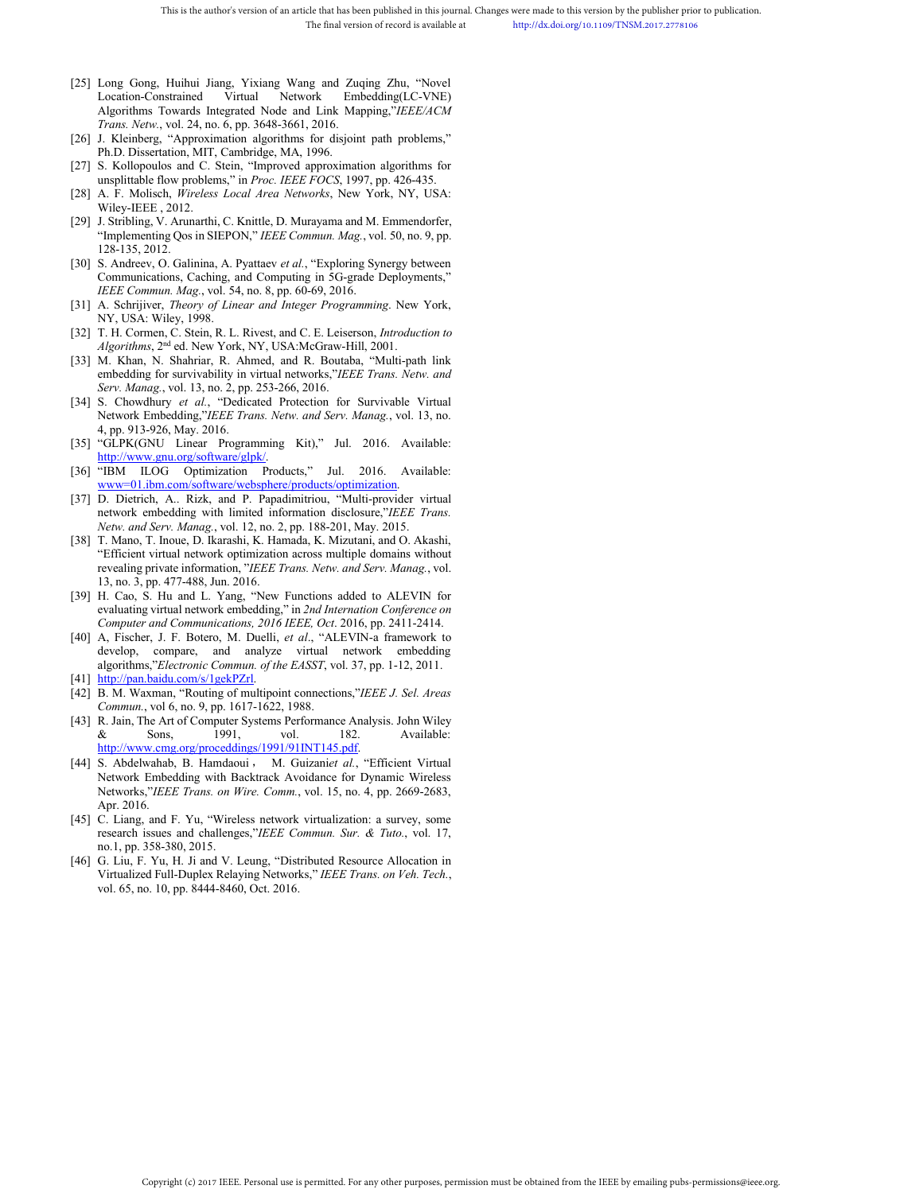[25] Long Gong, Huihui Jiang, Yixiang Wang and Zuqing Zhu, "Novel Location-Constrained Virtual Network Embedding(LC-VNE) Algorithms Towards Integrated Node and Link Mapping,"*IEEE/ACM Trans. Netw.*, vol. 24, no. 6, pp. 3648-3661, 2016.

[26] J. Kleinberg, "Approximation algorithms for disjoint path problems," Ph.D. Dissertation, MIT, Cambridge, MA, 1996.

[27] S. Kollopoulos and C. Stein, "Improved approximation algorithms for unsplittable flow problems," in *Proc. IEEE FOCS*, 1997, pp. 426-435.

[28] A. F. Molisch, *Wireless Local Area Networks*, New York, NY, USA: Wiley-IEEE , 2012.

[29] J. Stribling, V. Arunarthi, C. Knittle, D. Murayama and M. Emmendorfer, "Implementing Qos in SIEPON," *IEEE Commun. Mag.*, vol. 50, no. 9, pp. 128-135, 2012.

[30] S. Andreev, O. Galinina, A. Pyattaev *et al.*, "Exploring Synergy between Communications, Caching, and Computing in 5G-grade Deployments," *IEEE Commun. Mag.*, vol. 54, no. 8, pp. 60-69, 2016.

[31] A. Schrijiver, *Theory of Linear and Integer Programming*. New York, NY, USA: Wiley, 1998.

[32] T. H. Cormen, C. Stein, R. L. Rivest, and C. E. Leiserson, *Introduction to Algorithms*, 2nd ed. New York, NY, USA:McGraw-Hill, 2001.

[33] M. Khan, N. Shahriar, R. Ahmed, and R. Boutaba, "Multi-path link embedding for survivability in virtual networks,"*IEEE Trans. Netw. and Serv. Manag.*, vol. 13, no. 2, pp. 253-266, 2016.

[34] S. Chowdhury *et al.*, "Dedicated Protection for Survivable Virtual Network Embedding,"*IEEE Trans. Netw. and Serv. Manag.*, vol. 13, no. 4, pp. 913-926, May. 2016.

[35] "GLPK(GNU Linear Programming Kit)," Jul. 2016. Available: http://www.gnu.org/software/glpk/.

[36] "IBM ILOG Optimization Products," Jul. 2016. Available: www=01.ibm.com/software/websphere/products/optimization.

[37] D. Dietrich, A.. Rizk, and P. Papadimitriou, "Multi-provider virtual network embedding with limited information disclosure,"*IEEE Trans. Netw. and Serv. Manag.*, vol. 12, no. 2, pp. 188-201, May. 2015.

[38] T. Mano, T. Inoue, D. Ikarashi, K. Hamada, K. Mizutani, and O. Akashi, "Efficient virtual network optimization across multiple domains without revealing private information, "*IEEE Trans. Netw. and Serv. Manag.*, vol. 13, no. 3, pp. 477-488, Jun. 2016.

[39] H. Cao, S. Hu and L. Yang, "New Functions added to ALEVIN for evaluating virtual network embedding," in *2nd Internation Conference on Computer and Communications, 2016 IEEE, Oct*. 2016, pp. 2411-2414.

[40] A, Fischer, J. F. Botero, M. Duelli, *et al*., "ALEVIN-a framework to develop, compare, and analyze virtual network embedding algorithms,"*Electronic Commun. of the EASST*, vol. 37, pp. 1-12, 2011.

[41] http://pan.baidu.com/s/1gekPZrl.

[42] B. M. Waxman, "Routing of multipoint connections,"*IEEE J. Sel. Areas Commun.*, vol 6, no. 9, pp. 1617-1622, 1988.

[43] R. Jain, The Art of Computer Systems Performance Analysis. John Wiley & Sons, 1991, vol. 182. Available: http://www.cmg.org/proceddings/1991/91INT145.pdf.

[44] S. Abdelwahab, B. Hamdaoui， M. Guizani*et al.*, "Efficient Virtual Network Embedding with Backtrack Avoidance for Dynamic Wireless Networks,"*IEEE Trans. on Wire. Comm.*, vol. 15, no. 4, pp. 2669-2683, Apr. 2016.

[45] C. Liang, and F. Yu, "Wireless network virtualization: a survey, some research issues and challenges,"*IEEE Commun. Sur. & Tuto.*, vol. 17, no.1, pp. 358-380, 2015.

[46] G. Liu, F. Yu, H. Ji and V. Leung, "Distributed Resource Allocation in Virtualized Full-Duplex Relaying Networks," *IEEE Trans. on Veh. Tech.*, vol. 65, no. 10, pp. 8444-8460, Oct. 2016.